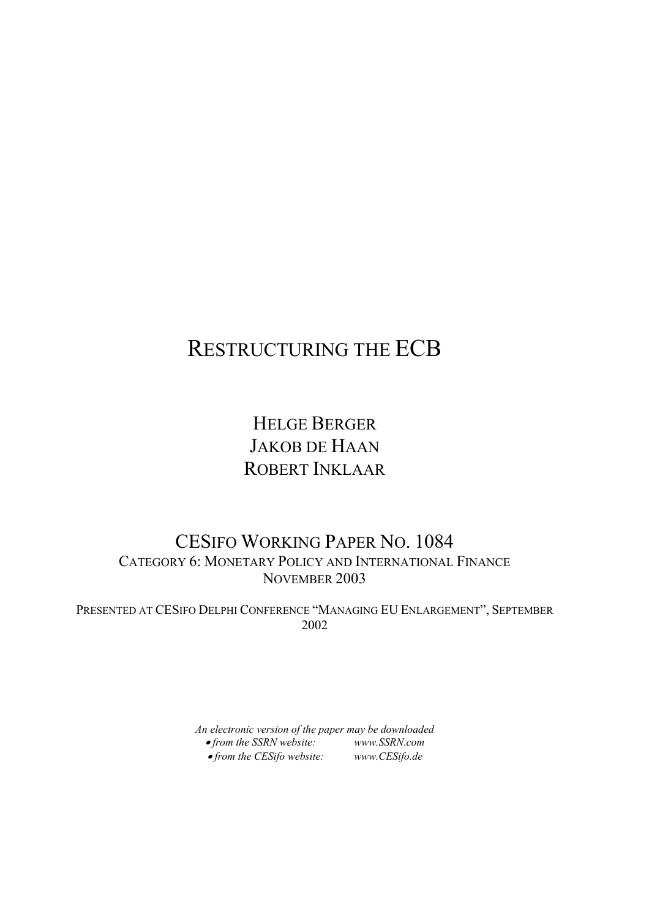# RESTRUCTURING THE ECB

HELGE BERGER
JAKOB DE HAAN
ROBERT INKLAAR

CESIFO WORKING PAPER NO. 1084
CATEGORY 6: MONETARY POLICY AND INTERNATIONAL FINANCE
NOVEMBER 2003

PRESENTED AT CESIFO DELPHI CONFERENCE "MANAGING EU ENLARGEMENT", SEPTEMBER 2002

*An electronic version of the paper may be downloaded*

- *from the SSRN website:* *www.SSRN.com*
- *from the CESifo website:* *www.CESifo.de*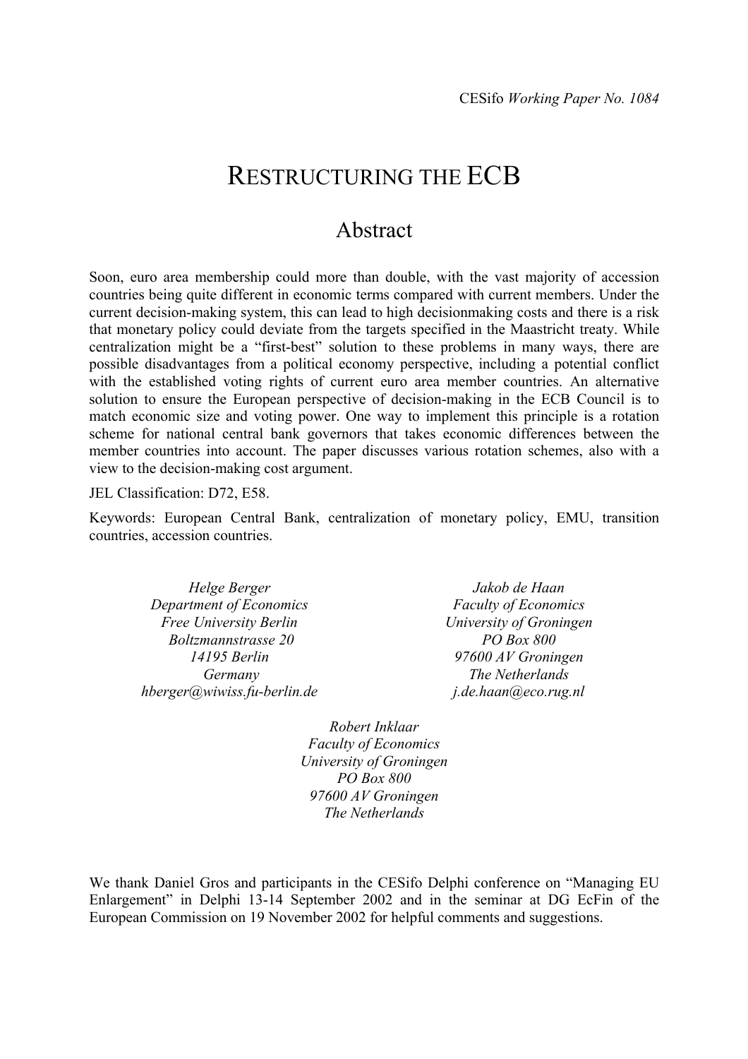CESifo *Working Paper No. 1084*

# RESTRUCTURING THE ECB

## Abstract

Soon, euro area membership could more than double, with the vast majority of accession countries being quite different in economic terms compared with current members. Under the current decision-making system, this can lead to high decisionmaking costs and there is a risk that monetary policy could deviate from the targets specified in the Maastricht treaty. While centralization might be a "first-best" solution to these problems in many ways, there are possible disadvantages from a political economy perspective, including a potential conflict with the established voting rights of current euro area member countries. An alternative solution to ensure the European perspective of decision-making in the ECB Council is to match economic size and voting power. One way to implement this principle is a rotation scheme for national central bank governors that takes economic differences between the member countries into account. The paper discusses various rotation schemes, also with a view to the decision-making cost argument.

JEL Classification: D72, E58.

Keywords: European Central Bank, centralization of monetary policy, EMU, transition countries, accession countries.

*Helge Berger*
*Department of Economics*
*Free University Berlin*
*Boltzmannstrasse 20*
*14195 Berlin*
*Germany*
*hberger@wiwiss.fu-berlin.de*

*Jakob de Haan*
*Faculty of Economics*
*University of Groningen*
*PO Box 800*
*97600 AV Groningen*
*The Netherlands*
*j.de.haan@eco.rug.nl*

*Robert Inklaar*
*Faculty of Economics*
*University of Groningen*
*PO Box 800*
*97600 AV Groningen*
*The Netherlands*

We thank Daniel Gros and participants in the CESifo Delphi conference on "Managing EU Enlargement" in Delphi 13-14 September 2002 and in the seminar at DG EcFin of the European Commission on 19 November 2002 for helpful comments and suggestions.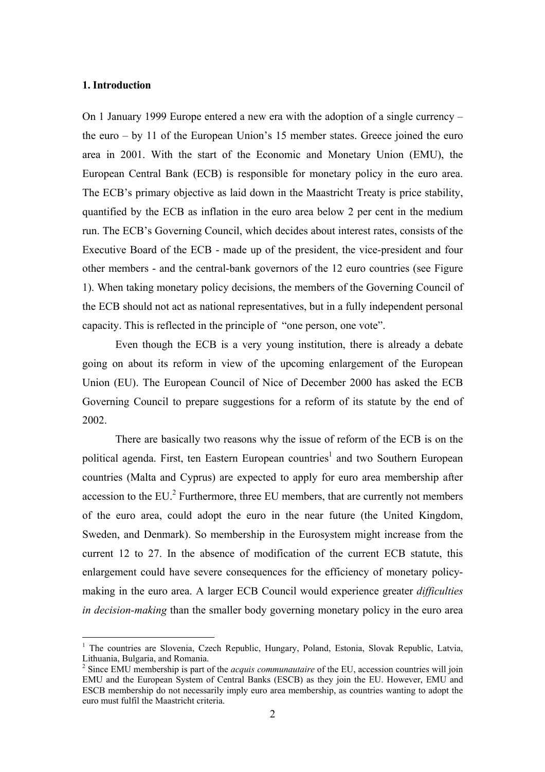## 1. Introduction

On 1 January 1999 Europe entered a new era with the adoption of a single currency – the euro – by 11 of the European Union's 15 member states. Greece joined the euro area in 2001. With the start of the Economic and Monetary Union (EMU), the European Central Bank (ECB) is responsible for monetary policy in the euro area. The ECB's primary objective as laid down in the Maastricht Treaty is price stability, quantified by the ECB as inflation in the euro area below 2 per cent in the medium run. The ECB's Governing Council, which decides about interest rates, consists of the Executive Board of the ECB - made up of the president, the vice-president and four other members - and the central-bank governors of the 12 euro countries (see Figure 1). When taking monetary policy decisions, the members of the Governing Council of the ECB should not act as national representatives, but in a fully independent personal capacity. This is reflected in the principle of "one person, one vote".

Even though the ECB is a very young institution, there is already a debate going on about its reform in view of the upcoming enlargement of the European Union (EU). The European Council of Nice of December 2000 has asked the ECB Governing Council to prepare suggestions for a reform of its statute by the end of 2002.

There are basically two reasons why the issue of reform of the ECB is on the political agenda. First, ten Eastern European countries[1] and two Southern European countries (Malta and Cyprus) are expected to apply for euro area membership after accession to the EU.[2] Furthermore, three EU members, that are currently not members of the euro area, could adopt the euro in the near future (the United Kingdom, Sweden, and Denmark). So membership in the Eurosystem might increase from the current 12 to 27. In the absence of modification of the current ECB statute, this enlargement could have severe consequences for the efficiency of monetary policy-making in the euro area. A larger ECB Council would experience greater *difficulties in decision-making* than the smaller body governing monetary policy in the euro area

---

[1] The countries are Slovenia, Czech Republic, Hungary, Poland, Estonia, Slovak Republic, Latvia, Lithuania, Bulgaria, and Romania.

[2] Since EMU membership is part of the *acquis communautaire* of the EU, accession countries will join EMU and the European System of Central Banks (ESCB) as they join the EU. However, EMU and ESCB membership do not necessarily imply euro area membership, as countries wanting to adopt the euro must fulfil the Maastricht criteria.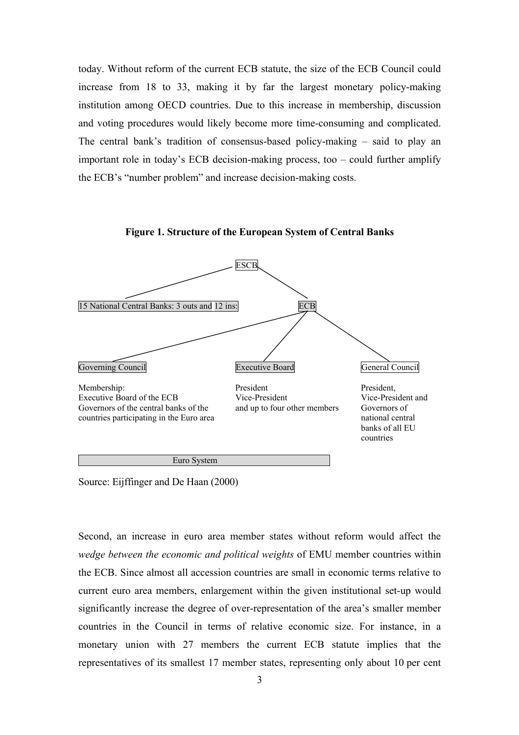today. Without reform of the current ECB statute, the size of the ECB Council could increase from 18 to 33, making it by far the largest monetary policy-making institution among OECD countries. Due to this increase in membership, discussion and voting procedures would likely become more time-consuming and complicated. The central bank's tradition of consensus-based policy-making – said to play an important role in today's ECB decision-making process, too – could further amplify the ECB's "number problem" and increase decision-making costs.

**Figure 1. Structure of the European System of Central Banks**

ESCB

15 National Central Banks: 3 outs and 12 ins:

ECB

Governing Council

Membership:
Executive Board of the ECB
Governors of the central banks of the countries participating in the Euro area

Executive Board

President
Vice-President
and up to four other members

General Council

President,
Vice-President and Governors of national central banks of all EU countries

Euro System

Source: Eijffinger and De Haan (2000)

Second, an increase in euro area member states without reform would affect the *wedge between the economic and political weights* of EMU member countries within the ECB. Since almost all accession countries are small in economic terms relative to current euro area members, enlargement within the given institutional set-up would significantly increase the degree of over-representation of the area's smaller member countries in the Council in terms of relative economic size. For instance, in a monetary union with 27 members the current ECB statute implies that the representatives of its smallest 17 member states, representing only about 10 per cent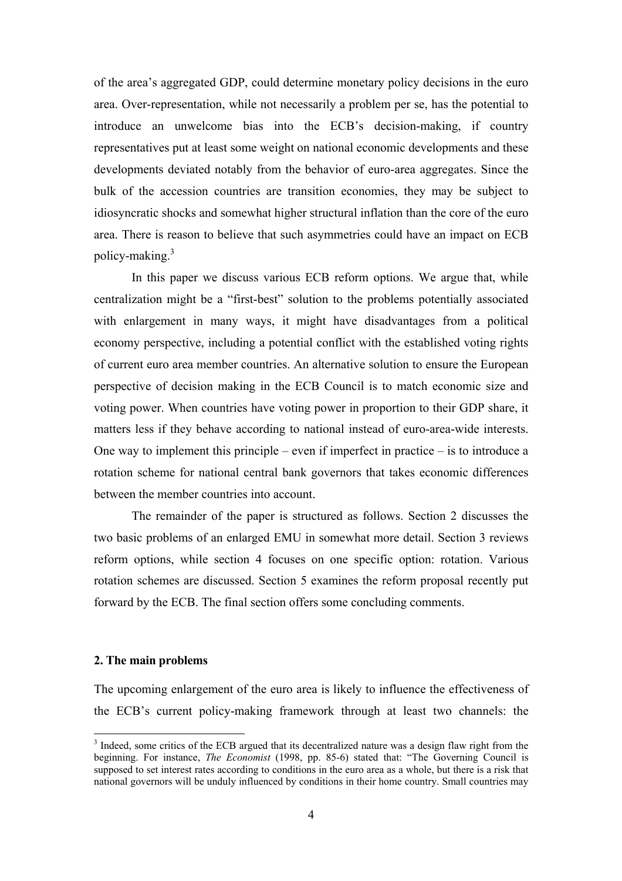of the area's aggregated GDP, could determine monetary policy decisions in the euro area. Over-representation, while not necessarily a problem per se, has the potential to introduce an unwelcome bias into the ECB's decision-making, if country representatives put at least some weight on national economic developments and these developments deviated notably from the behavior of euro-area aggregates. Since the bulk of the accession countries are transition economies, they may be subject to idiosyncratic shocks and somewhat higher structural inflation than the core of the euro area. There is reason to believe that such asymmetries could have an impact on ECB policy-making.[3]

In this paper we discuss various ECB reform options. We argue that, while centralization might be a "first-best" solution to the problems potentially associated with enlargement in many ways, it might have disadvantages from a political economy perspective, including a potential conflict with the established voting rights of current euro area member countries. An alternative solution to ensure the European perspective of decision making in the ECB Council is to match economic size and voting power. When countries have voting power in proportion to their GDP share, it matters less if they behave according to national instead of euro-area-wide interests. One way to implement this principle – even if imperfect in practice – is to introduce a rotation scheme for national central bank governors that takes economic differences between the member countries into account.

The remainder of the paper is structured as follows. Section 2 discusses the two basic problems of an enlarged EMU in somewhat more detail. Section 3 reviews reform options, while section 4 focuses on one specific option: rotation. Various rotation schemes are discussed. Section 5 examines the reform proposal recently put forward by the ECB. The final section offers some concluding comments.

## 2. The main problems

The upcoming enlargement of the euro area is likely to influence the effectiveness of the ECB's current policy-making framework through at least two channels: the

[3] Indeed, some critics of the ECB argued that its decentralized nature was a design flaw right from the beginning. For instance, *The Economist* (1998, pp. 85-6) stated that: "The Governing Council is supposed to set interest rates according to conditions in the euro area as a whole, but there is a risk that national governors will be unduly influenced by conditions in their home country. Small countries may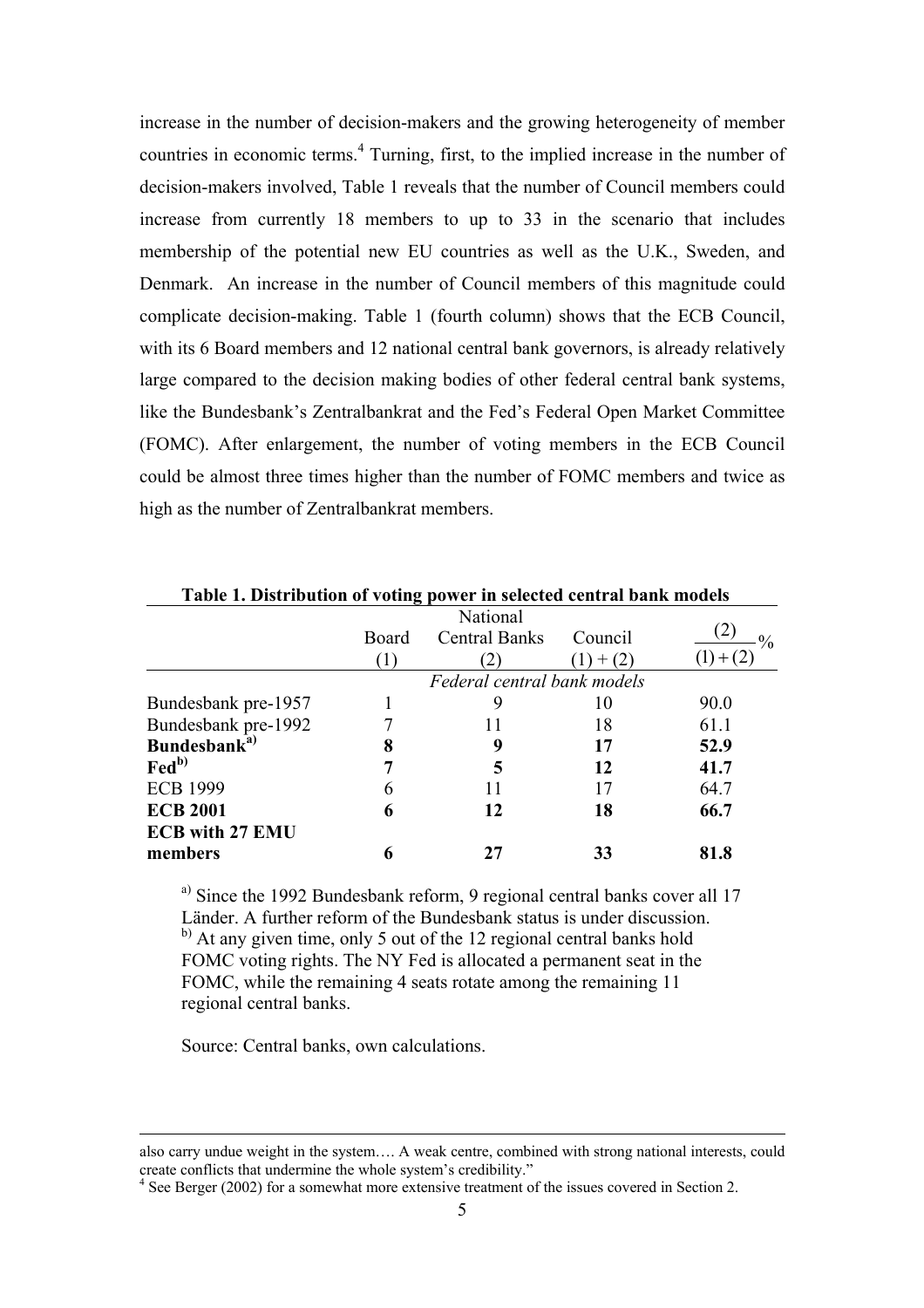increase in the number of decision-makers and the growing heterogeneity of member countries in economic terms.[4] Turning, first, to the implied increase in the number of decision-makers involved, Table 1 reveals that the number of Council members could increase from currently 18 members to up to 33 in the scenario that includes membership of the potential new EU countries as well as the U.K., Sweden, and Denmark. An increase in the number of Council members of this magnitude could complicate decision-making. Table 1 (fourth column) shows that the ECB Council, with its 6 Board members and 12 national central bank governors, is already relatively large compared to the decision making bodies of other federal central bank systems, like the Bundesbank's Zentralbankrat and the Fed's Federal Open Market Committee (FOMC). After enlargement, the number of voting members in the ECB Council could be almost three times higher than the number of FOMC members and twice as high as the number of Zentralbankrat members.

**Table 1. Distribution of voting power in selected central bank models**

| | Board (1) | National Central Banks (2) | Council (1) + (2) | $\frac{(2)}{(1)+(2)}\%$ |
|---|---|---|---|---|
| | *Federal central bank models* | | | |
| Bundesbank pre-1957 | 1 | 9 | 10 | 90.0 |
| Bundesbank pre-1992 | 7 | 11 | 18 | 61.1 |
| **Bundesbank[a)]** | **8** | **9** | **17** | **52.9** |
| **Fed[b)]** | **7** | **5** | **12** | **41.7** |
| ECB 1999 | 6 | 11 | 17 | 64.7 |
| **ECB 2001** | **6** | **12** | **18** | **66.7** |
| **ECB with 27 EMU members** | **6** | **27** | **33** | **81.8** |

[a)] Since the 1992 Bundesbank reform, 9 regional central banks cover all 17 Länder. A further reform of the Bundesbank status is under discussion.
[b)] At any given time, only 5 out of the 12 regional central banks hold FOMC voting rights. The NY Fed is allocated a permanent seat in the FOMC, while the remaining 4 seats rotate among the remaining 11 regional central banks.

Source: Central banks, own calculations.

---

also carry undue weight in the system.… A weak centre, combined with strong national interests, could create conflicts that undermine the whole system's credibility."

[4] See Berger (2002) for a somewhat more extensive treatment of the issues covered in Section 2.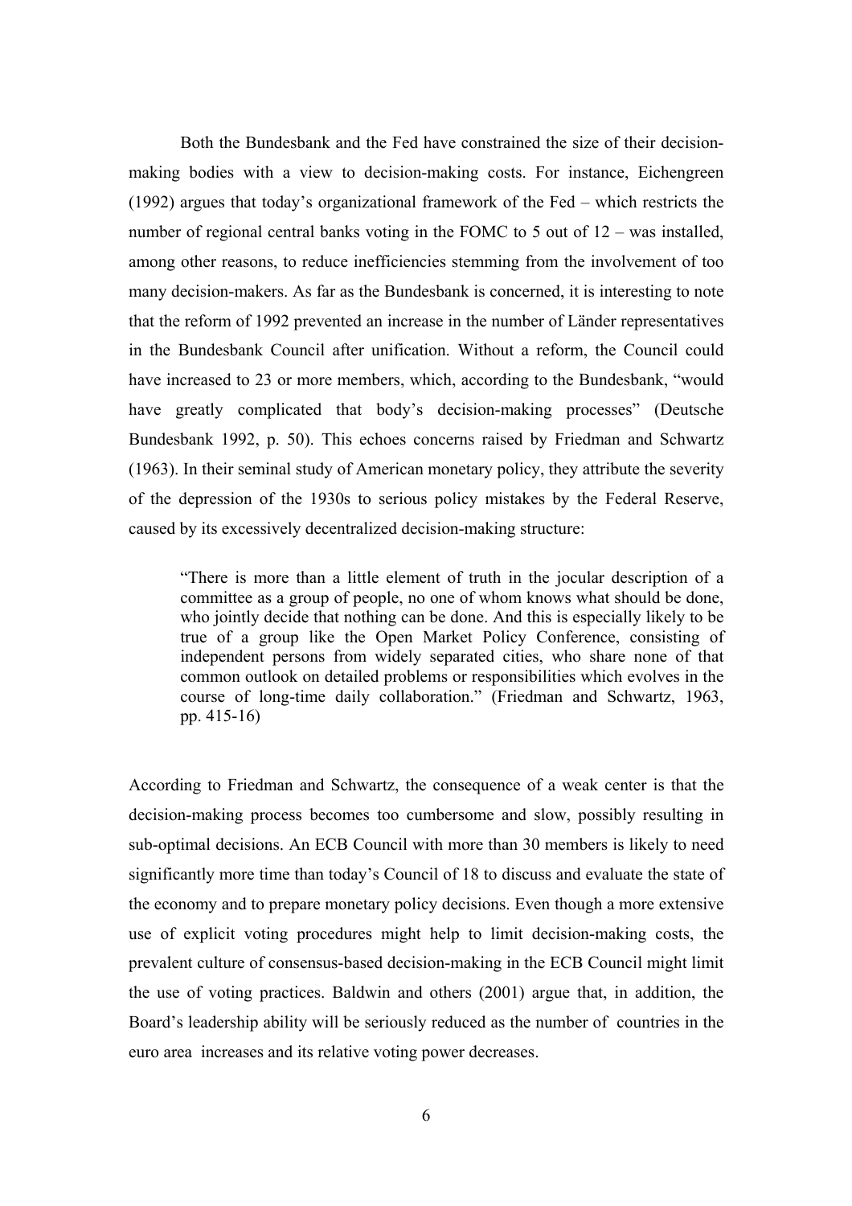Both the Bundesbank and the Fed have constrained the size of their decision-making bodies with a view to decision-making costs. For instance, Eichengreen (1992) argues that today's organizational framework of the Fed – which restricts the number of regional central banks voting in the FOMC to 5 out of 12 – was installed, among other reasons, to reduce inefficiencies stemming from the involvement of too many decision-makers. As far as the Bundesbank is concerned, it is interesting to note that the reform of 1992 prevented an increase in the number of Länder representatives in the Bundesbank Council after unification. Without a reform, the Council could have increased to 23 or more members, which, according to the Bundesbank, "would have greatly complicated that body's decision-making processes" (Deutsche Bundesbank 1992, p. 50). This echoes concerns raised by Friedman and Schwartz (1963). In their seminal study of American monetary policy, they attribute the severity of the depression of the 1930s to serious policy mistakes by the Federal Reserve, caused by its excessively decentralized decision-making structure:

> "There is more than a little element of truth in the jocular description of a committee as a group of people, no one of whom knows what should be done, who jointly decide that nothing can be done. And this is especially likely to be true of a group like the Open Market Policy Conference, consisting of independent persons from widely separated cities, who share none of that common outlook on detailed problems or responsibilities which evolves in the course of long-time daily collaboration." (Friedman and Schwartz, 1963, pp. 415-16)

According to Friedman and Schwartz, the consequence of a weak center is that the decision-making process becomes too cumbersome and slow, possibly resulting in sub-optimal decisions. An ECB Council with more than 30 members is likely to need significantly more time than today's Council of 18 to discuss and evaluate the state of the economy and to prepare monetary policy decisions. Even though a more extensive use of explicit voting procedures might help to limit decision-making costs, the prevalent culture of consensus-based decision-making in the ECB Council might limit the use of voting practices. Baldwin and others (2001) argue that, in addition, the Board's leadership ability will be seriously reduced as the number of countries in the euro area increases and its relative voting power decreases.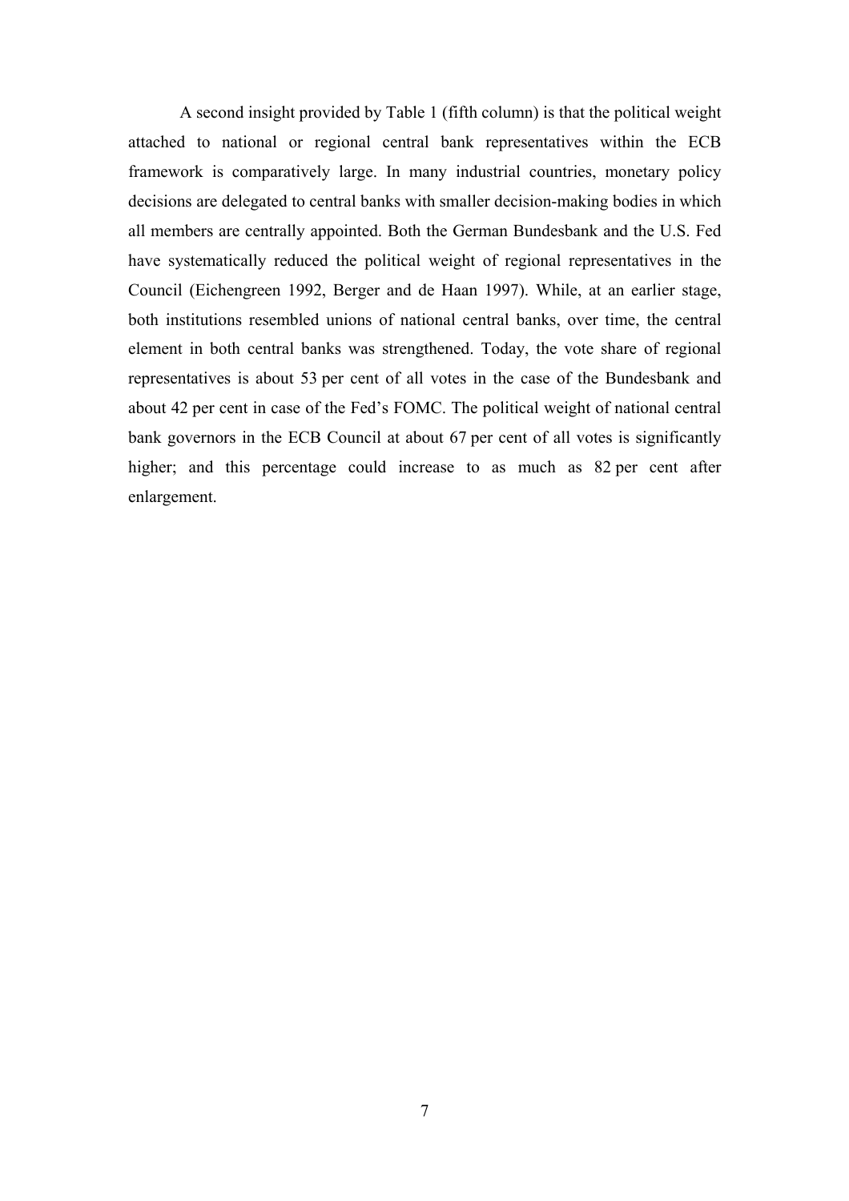A second insight provided by Table 1 (fifth column) is that the political weight attached to national or regional central bank representatives within the ECB framework is comparatively large. In many industrial countries, monetary policy decisions are delegated to central banks with smaller decision-making bodies in which all members are centrally appointed. Both the German Bundesbank and the U.S. Fed have systematically reduced the political weight of regional representatives in the Council (Eichengreen 1992, Berger and de Haan 1997). While, at an earlier stage, both institutions resembled unions of national central banks, over time, the central element in both central banks was strengthened. Today, the vote share of regional representatives is about 53 per cent of all votes in the case of the Bundesbank and about 42 per cent in case of the Fed's FOMC. The political weight of national central bank governors in the ECB Council at about 67 per cent of all votes is significantly higher; and this percentage could increase to as much as 82 per cent after enlargement.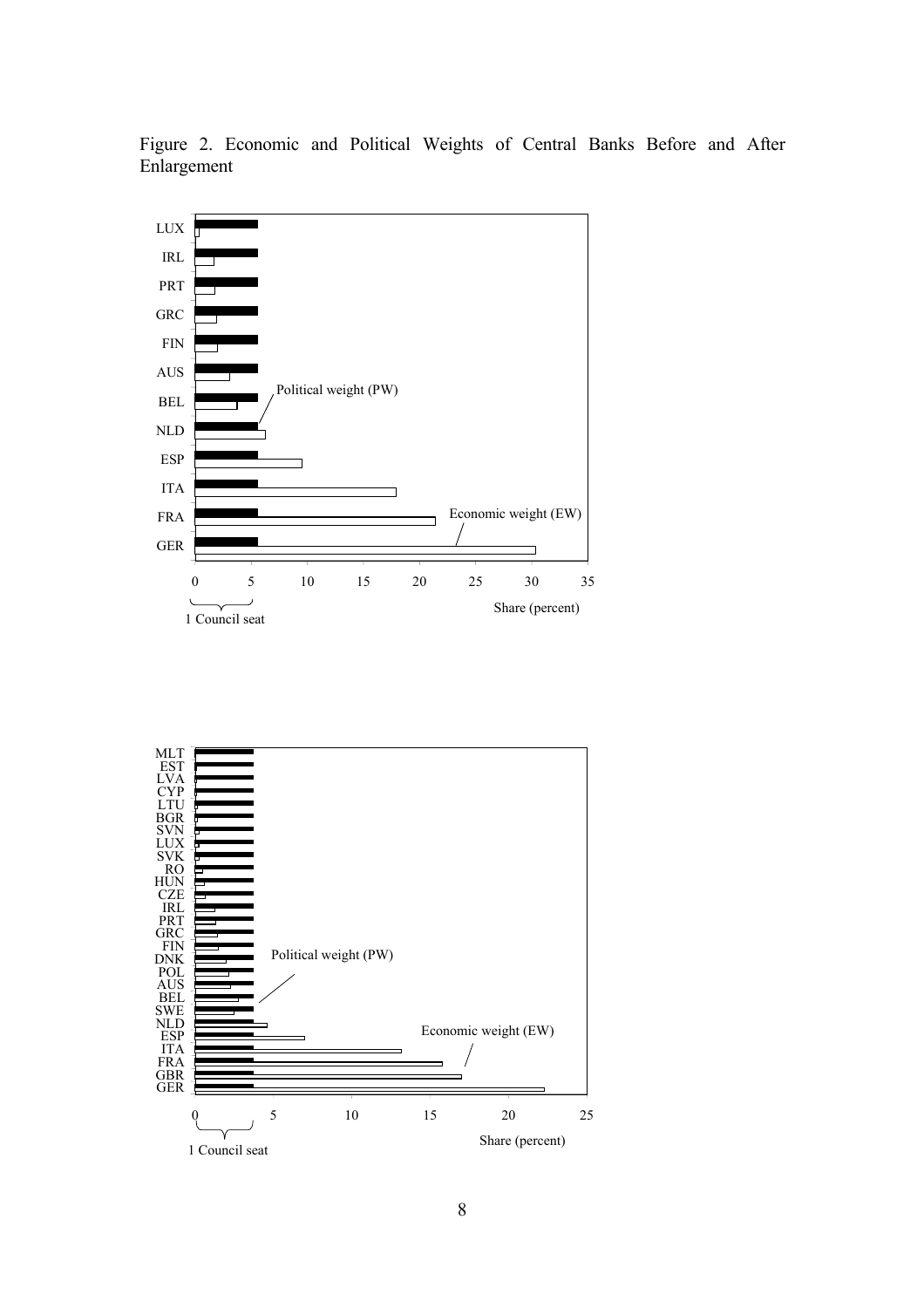Figure 2. Economic and Political Weights of Central Banks Before and After Enlargement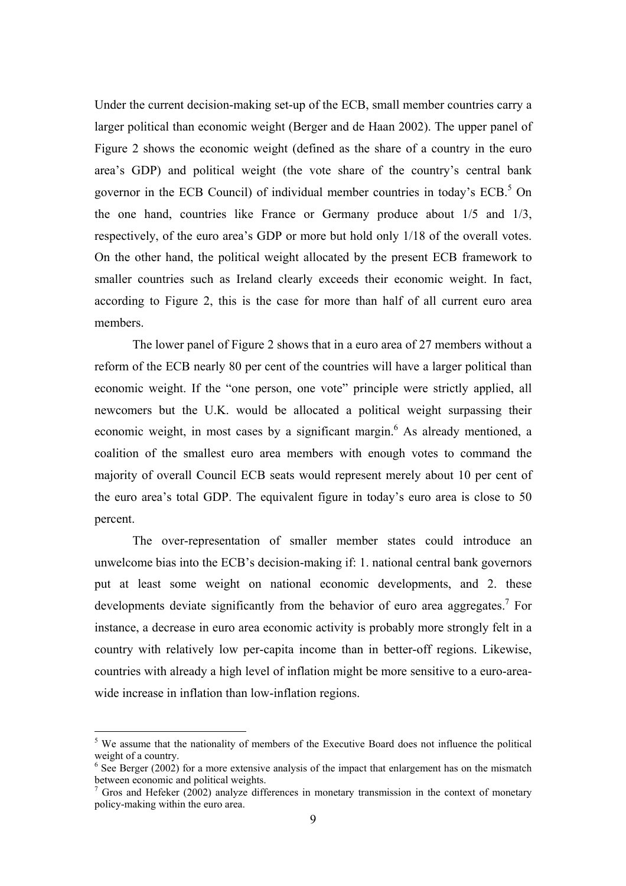Under the current decision-making set-up of the ECB, small member countries carry a larger political than economic weight (Berger and de Haan 2002). The upper panel of Figure 2 shows the economic weight (defined as the share of a country in the euro area's GDP) and political weight (the vote share of the country's central bank governor in the ECB Council) of individual member countries in today's ECB.[5] On the one hand, countries like France or Germany produce about 1/5 and 1/3, respectively, of the euro area's GDP or more but hold only 1/18 of the overall votes. On the other hand, the political weight allocated by the present ECB framework to smaller countries such as Ireland clearly exceeds their economic weight. In fact, according to Figure 2, this is the case for more than half of all current euro area members.

The lower panel of Figure 2 shows that in a euro area of 27 members without a reform of the ECB nearly 80 per cent of the countries will have a larger political than economic weight. If the "one person, one vote" principle were strictly applied, all newcomers but the U.K. would be allocated a political weight surpassing their economic weight, in most cases by a significant margin.[6] As already mentioned, a coalition of the smallest euro area members with enough votes to command the majority of overall Council ECB seats would represent merely about 10 per cent of the euro area's total GDP. The equivalent figure in today's euro area is close to 50 percent.

The over-representation of smaller member states could introduce an unwelcome bias into the ECB's decision-making if: 1. national central bank governors put at least some weight on national economic developments, and 2. these developments deviate significantly from the behavior of euro area aggregates.[7] For instance, a decrease in euro area economic activity is probably more strongly felt in a country with relatively low per-capita income than in better-off regions. Likewise, countries with already a high level of inflation might be more sensitive to a euro-area-wide increase in inflation than low-inflation regions.

---

[5] We assume that the nationality of members of the Executive Board does not influence the political weight of a country.

[6] See Berger (2002) for a more extensive analysis of the impact that enlargement has on the mismatch between economic and political weights.

[7] Gros and Hefeker (2002) analyze differences in monetary transmission in the context of monetary policy-making within the euro area.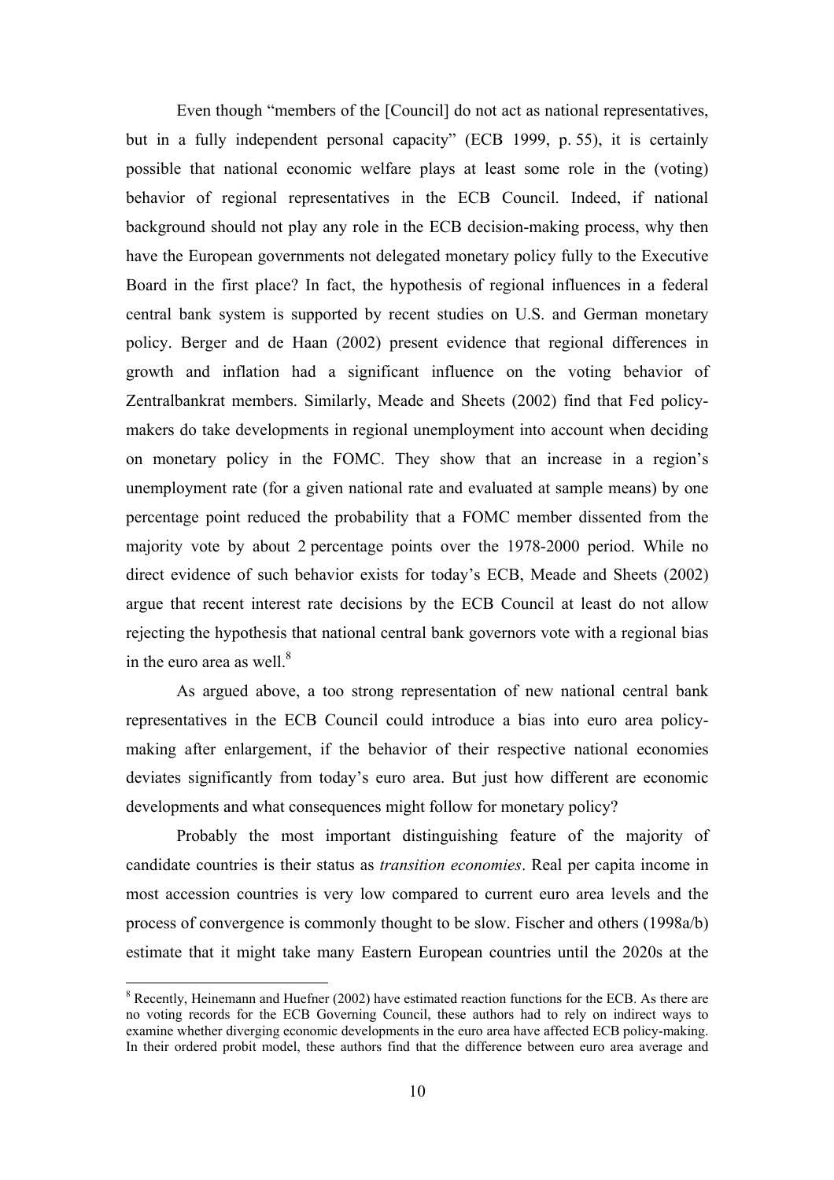Even though "members of the [Council] do not act as national representatives, but in a fully independent personal capacity" (ECB 1999, p. 55), it is certainly possible that national economic welfare plays at least some role in the (voting) behavior of regional representatives in the ECB Council. Indeed, if national background should not play any role in the ECB decision-making process, why then have the European governments not delegated monetary policy fully to the Executive Board in the first place? In fact, the hypothesis of regional influences in a federal central bank system is supported by recent studies on U.S. and German monetary policy. Berger and de Haan (2002) present evidence that regional differences in growth and inflation had a significant influence on the voting behavior of Zentralbankrat members. Similarly, Meade and Sheets (2002) find that Fed policy-makers do take developments in regional unemployment into account when deciding on monetary policy in the FOMC. They show that an increase in a region's unemployment rate (for a given national rate and evaluated at sample means) by one percentage point reduced the probability that a FOMC member dissented from the majority vote by about 2 percentage points over the 1978-2000 period. While no direct evidence of such behavior exists for today's ECB, Meade and Sheets (2002) argue that recent interest rate decisions by the ECB Council at least do not allow rejecting the hypothesis that national central bank governors vote with a regional bias in the euro area as well.[8]

As argued above, a too strong representation of new national central bank representatives in the ECB Council could introduce a bias into euro area policy-making after enlargement, if the behavior of their respective national economies deviates significantly from today's euro area. But just how different are economic developments and what consequences might follow for monetary policy?

Probably the most important distinguishing feature of the majority of candidate countries is their status as *transition economies*. Real per capita income in most accession countries is very low compared to current euro area levels and the process of convergence is commonly thought to be slow. Fischer and others (1998a/b) estimate that it might take many Eastern European countries until the 2020s at the

[8] Recently, Heinemann and Huefner (2002) have estimated reaction functions for the ECB. As there are no voting records for the ECB Governing Council, these authors had to rely on indirect ways to examine whether diverging economic developments in the euro area have affected ECB policy-making. In their ordered probit model, these authors find that the difference between euro area average and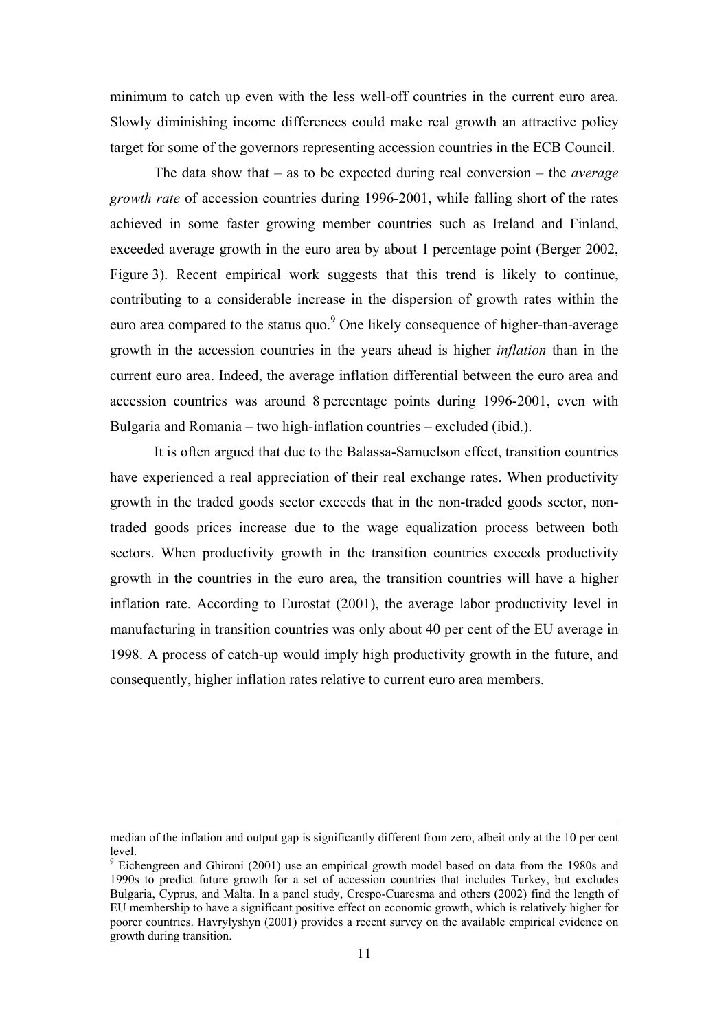minimum to catch up even with the less well-off countries in the current euro area. Slowly diminishing income differences could make real growth an attractive policy target for some of the governors representing accession countries in the ECB Council.

The data show that – as to be expected during real conversion – the *average growth rate* of accession countries during 1996-2001, while falling short of the rates achieved in some faster growing member countries such as Ireland and Finland, exceeded average growth in the euro area by about 1 percentage point (Berger 2002, Figure 3). Recent empirical work suggests that this trend is likely to continue, contributing to a considerable increase in the dispersion of growth rates within the euro area compared to the status quo.[9] One likely consequence of higher-than-average growth in the accession countries in the years ahead is higher *inflation* than in the current euro area. Indeed, the average inflation differential between the euro area and accession countries was around 8 percentage points during 1996-2001, even with Bulgaria and Romania – two high-inflation countries – excluded (ibid.).

It is often argued that due to the Balassa-Samuelson effect, transition countries have experienced a real appreciation of their real exchange rates. When productivity growth in the traded goods sector exceeds that in the non-traded goods sector, non-traded goods prices increase due to the wage equalization process between both sectors. When productivity growth in the transition countries exceeds productivity growth in the countries in the euro area, the transition countries will have a higher inflation rate. According to Eurostat (2001), the average labor productivity level in manufacturing in transition countries was only about 40 per cent of the EU average in 1998. A process of catch-up would imply high productivity growth in the future, and consequently, higher inflation rates relative to current euro area members.

---

median of the inflation and output gap is significantly different from zero, albeit only at the 10 per cent level.

[9] Eichengreen and Ghironi (2001) use an empirical growth model based on data from the 1980s and 1990s to predict future growth for a set of accession countries that includes Turkey, but excludes Bulgaria, Cyprus, and Malta. In a panel study, Crespo-Cuaresma and others (2002) find the length of EU membership to have a significant positive effect on economic growth, which is relatively higher for poorer countries. Havrylyshyn (2001) provides a recent survey on the available empirical evidence on growth during transition.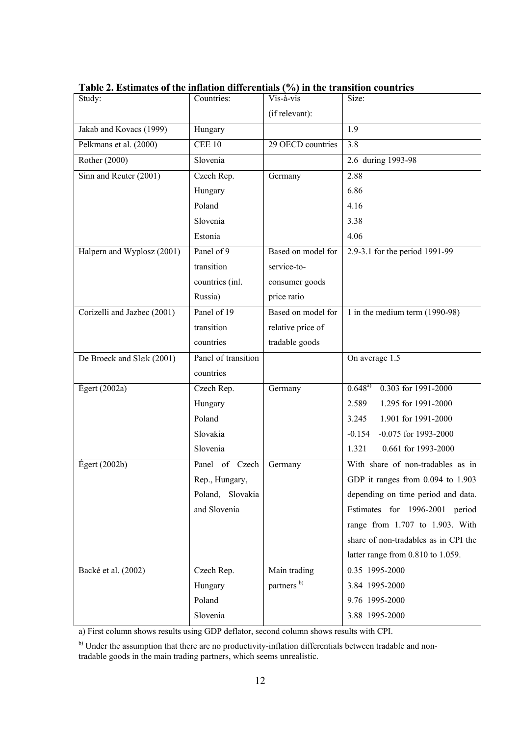**Table 2. Estimates of the inflation differentials (%) in the transition countries**

| Study: | Countries: | Vis-à-vis (if relevant): | Size: |
|---|---|---|---|
| Jakab and Kovacs (1999) | Hungary | | 1.9 |
| Pelkmans et al. (2000) | CEE 10 | 29 OECD countries | 3.8 |
| Rother (2000) | Slovenia | | 2.6 during 1993-98 |
| Sinn and Reuter (2001) | Czech Rep.<br>Hungary<br>Poland<br>Slovenia<br>Estonia | Germany | 2.88<br>6.86<br>4.16<br>3.38<br>4.06 |
| Halpern and Wyplosz (2001) | Panel of 9 transition countries (inl. Russia) | Based on model for service-to-consumer goods price ratio | 2.9-3.1 for the period 1991-99 |
| Corizelli and Jazbec (2001) | Panel of 19 transition countries | Based on model for relative price of tradable goods | 1 in the medium term (1990-98) |
| De Broeck and Sløk (2001) | Panel of transition countries | | On average 1.5 |
| Égert (2002a) | Czech Rep.<br>Hungary<br>Poland<br>Slovakia<br>Slovenia | Germany | 0.648[a] 0.303 for 1991-2000<br>2.589 1.295 for 1991-2000<br>3.245 1.901 for 1991-2000<br>-0.154 -0.075 for 1993-2000<br>1.321 0.661 for 1993-2000 |
| Égert (2002b) | Panel of Czech Rep., Hungary, Poland, Slovakia and Slovenia | Germany | With share of non-tradables as in GDP it ranges from 0.094 to 1.903 depending on time period and data. Estimates for 1996-2001 period range from 1.707 to 1.903. With share of non-tradables as in CPI the latter range from 0.810 to 1.059. |
| Backé et al. (2002) | Czech Rep.<br>Hungary<br>Poland<br>Slovenia | Main trading partners [b] | 0.35 1995-2000<br>3.84 1995-2000<br>9.76 1995-2000<br>3.88 1995-2000 |

a) First column shows results using GDP deflator, second column shows results with CPI.

b) Under the assumption that there are no productivity-inflation differentials between tradable and non-tradable goods in the main trading partners, which seems unrealistic.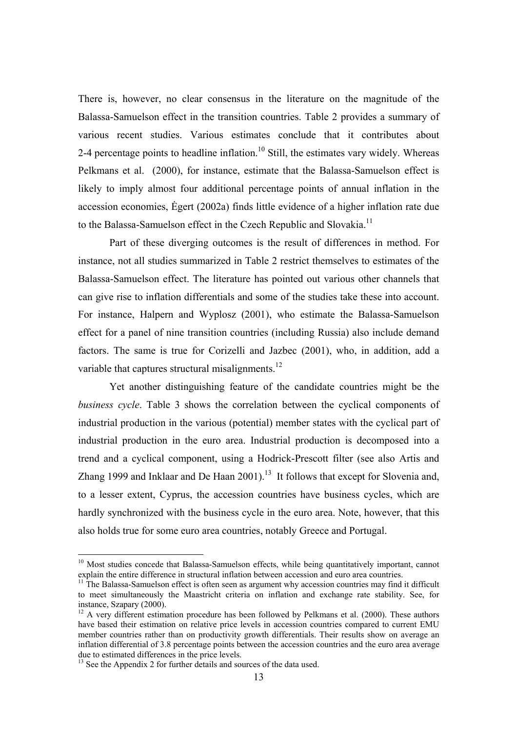There is, however, no clear consensus in the literature on the magnitude of the Balassa-Samuelson effect in the transition countries. Table 2 provides a summary of various recent studies. Various estimates conclude that it contributes about 2-4 percentage points to headline inflation.[10] Still, the estimates vary widely. Whereas Pelkmans et al. (2000), for instance, estimate that the Balassa-Samuelson effect is likely to imply almost four additional percentage points of annual inflation in the accession economies, Ėgert (2002a) finds little evidence of a higher inflation rate due to the Balassa-Samuelson effect in the Czech Republic and Slovakia.[11]

Part of these diverging outcomes is the result of differences in method. For instance, not all studies summarized in Table 2 restrict themselves to estimates of the Balassa-Samuelson effect. The literature has pointed out various other channels that can give rise to inflation differentials and some of the studies take these into account. For instance, Halpern and Wyplosz (2001), who estimate the Balassa-Samuelson effect for a panel of nine transition countries (including Russia) also include demand factors. The same is true for Corizelli and Jazbec (2001), who, in addition, add a variable that captures structural misalignments.[12]

Yet another distinguishing feature of the candidate countries might be the *business cycle*. Table 3 shows the correlation between the cyclical components of industrial production in the various (potential) member states with the cyclical part of industrial production in the euro area. Industrial production is decomposed into a trend and a cyclical component, using a Hodrick-Prescott filter (see also Artis and Zhang 1999 and Inklaar and De Haan 2001).[13] It follows that except for Slovenia and, to a lesser extent, Cyprus, the accession countries have business cycles, which are hardly synchronized with the business cycle in the euro area. Note, however, that this also holds true for some euro area countries, notably Greece and Portugal.

---

[10] Most studies concede that Balassa-Samuelson effects, while being quantitatively important, cannot explain the entire difference in structural inflation between accession and euro area countries.

[11] The Balassa-Samuelson effect is often seen as argument why accession countries may find it difficult to meet simultaneously the Maastricht criteria on inflation and exchange rate stability. See, for instance, Szapary (2000).

[12] A very different estimation procedure has been followed by Pelkmans et al. (2000). These authors have based their estimation on relative price levels in accession countries compared to current EMU member countries rather than on productivity growth differentials. Their results show on average an inflation differential of 3.8 percentage points between the accession countries and the euro area average due to estimated differences in the price levels.

[13] See the Appendix 2 for further details and sources of the data used.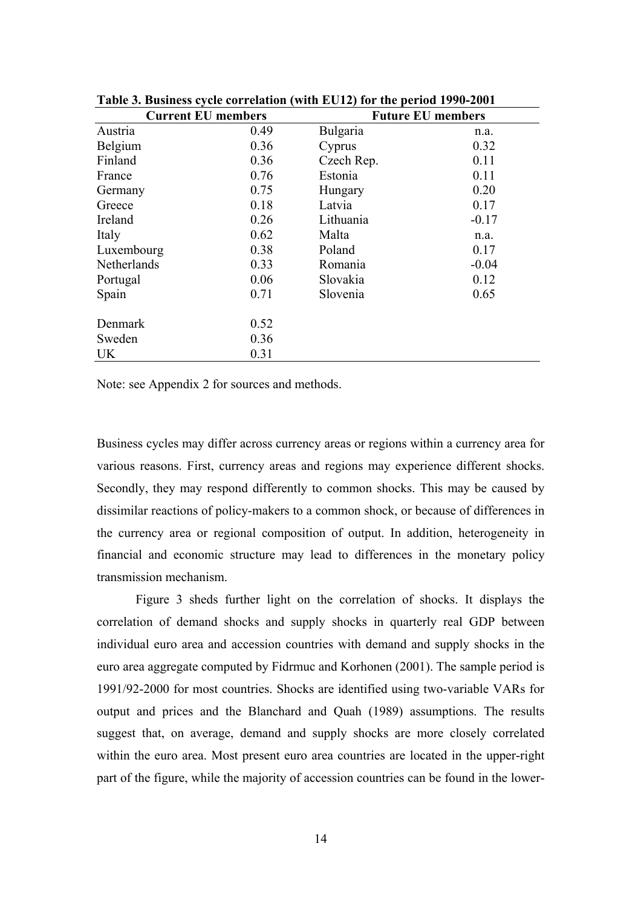**Table 3. Business cycle correlation (with EU12) for the period 1990-2001**

| Current EU members | | Future EU members | |
|---|---|---|---|
| Austria | 0.49 | Bulgaria | n.a. |
| Belgium | 0.36 | Cyprus | 0.32 |
| Finland | 0.36 | Czech Rep. | 0.11 |
| France | 0.76 | Estonia | 0.11 |
| Germany | 0.75 | Hungary | 0.20 |
| Greece | 0.18 | Latvia | 0.17 |
| Ireland | 0.26 | Lithuania | -0.17 |
| Italy | 0.62 | Malta | n.a. |
| Luxembourg | 0.38 | Poland | 0.17 |
| Netherlands | 0.33 | Romania | -0.04 |
| Portugal | 0.06 | Slovakia | 0.12 |
| Spain | 0.71 | Slovenia | 0.65 |
| | | | |
| Denmark | 0.52 | | |
| Sweden | 0.36 | | |
| UK | 0.31 | | |

Note: see Appendix 2 for sources and methods.

Business cycles may differ across currency areas or regions within a currency area for various reasons. First, currency areas and regions may experience different shocks. Secondly, they may respond differently to common shocks. This may be caused by dissimilar reactions of policy-makers to a common shock, or because of differences in the currency area or regional composition of output. In addition, heterogeneity in financial and economic structure may lead to differences in the monetary policy transmission mechanism.

Figure 3 sheds further light on the correlation of shocks. It displays the correlation of demand shocks and supply shocks in quarterly real GDP between individual euro area and accession countries with demand and supply shocks in the euro area aggregate computed by Fidrmuc and Korhonen (2001). The sample period is 1991/92-2000 for most countries. Shocks are identified using two-variable VARs for output and prices and the Blanchard and Quah (1989) assumptions. The results suggest that, on average, demand and supply shocks are more closely correlated within the euro area. Most present euro area countries are located in the upper-right part of the figure, while the majority of accession countries can be found in the lower-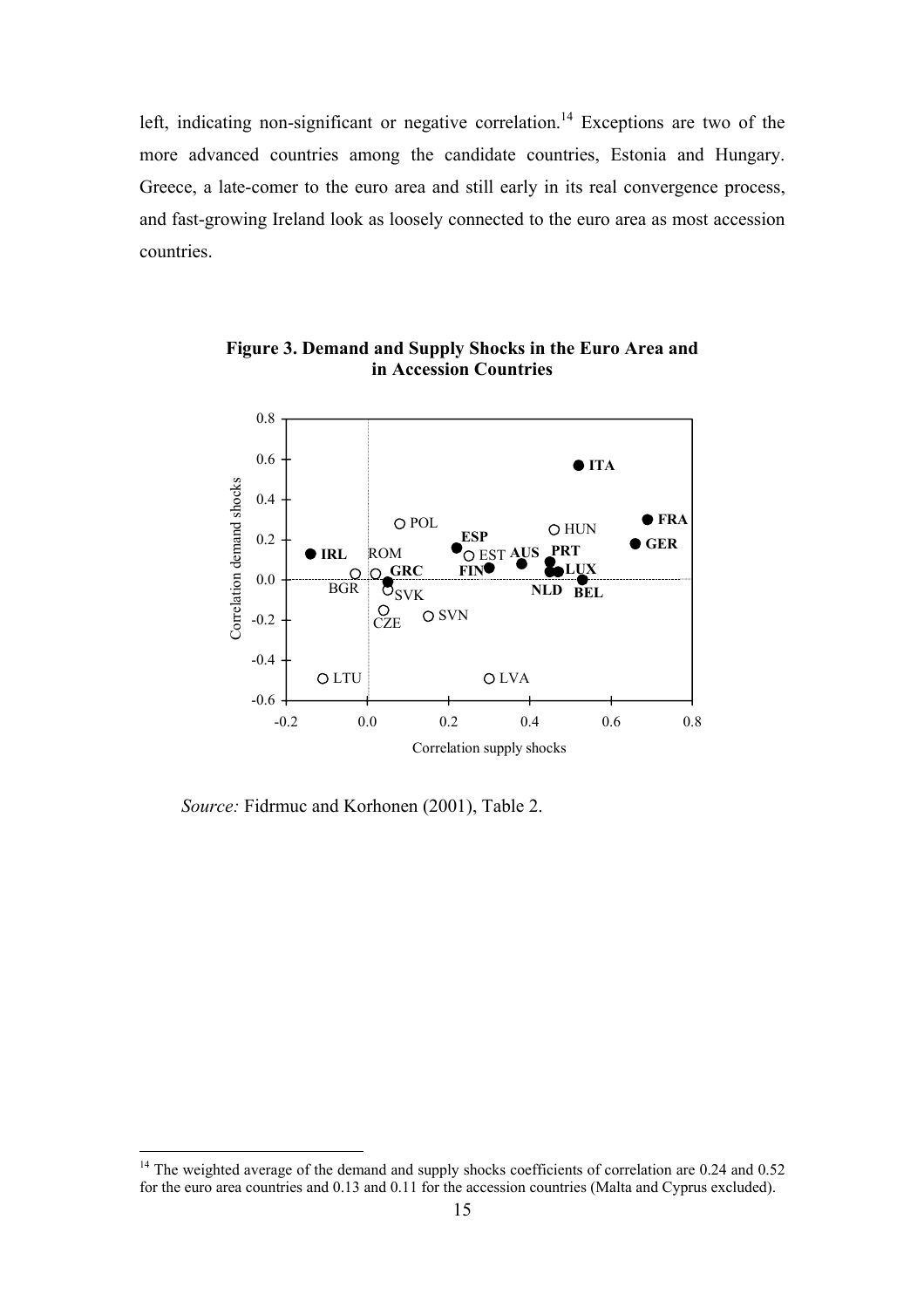left, indicating non-significant or negative correlation.[14] Exceptions are two of the more advanced countries among the candidate countries, Estonia and Hungary. Greece, a late-comer to the euro area and still early in its real convergence process, and fast-growing Ireland look as loosely connected to the euro area as most accession countries.

**Figure 3. Demand and Supply Shocks in the Euro Area and in Accession Countries**

*Source:* Fidrmuc and Korhonen (2001), Table 2.

[14] The weighted average of the demand and supply shocks coefficients of correlation are 0.24 and 0.52 for the euro area countries and 0.13 and 0.11 for the accession countries (Malta and Cyprus excluded).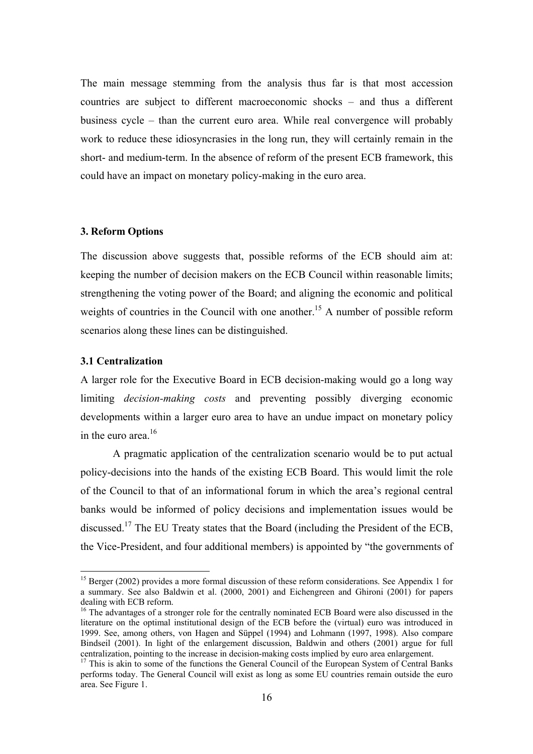The main message stemming from the analysis thus far is that most accession countries are subject to different macroeconomic shocks – and thus a different business cycle – than the current euro area. While real convergence will probably work to reduce these idiosyncrasies in the long run, they will certainly remain in the short- and medium-term. In the absence of reform of the present ECB framework, this could have an impact on monetary policy-making in the euro area.

## 3. Reform Options

The discussion above suggests that, possible reforms of the ECB should aim at: keeping the number of decision makers on the ECB Council within reasonable limits; strengthening the voting power of the Board; and aligning the economic and political weights of countries in the Council with one another.[15] A number of possible reform scenarios along these lines can be distinguished.

### 3.1 Centralization

A larger role for the Executive Board in ECB decision-making would go a long way limiting *decision-making costs* and preventing possibly diverging economic developments within a larger euro area to have an undue impact on monetary policy in the euro area.[16]

A pragmatic application of the centralization scenario would be to put actual policy-decisions into the hands of the existing ECB Board. This would limit the role of the Council to that of an informational forum in which the area's regional central banks would be informed of policy decisions and implementation issues would be discussed.[17] The EU Treaty states that the Board (including the President of the ECB, the Vice-President, and four additional members) is appointed by "the governments of

---

[15] Berger (2002) provides a more formal discussion of these reform considerations. See Appendix 1 for a summary. See also Baldwin et al. (2000, 2001) and Eichengreen and Ghironi (2001) for papers dealing with ECB reform.

[16] The advantages of a stronger role for the centrally nominated ECB Board were also discussed in the literature on the optimal institutional design of the ECB before the (virtual) euro was introduced in 1999. See, among others, von Hagen and Süppel (1994) and Lohmann (1997, 1998). Also compare Bindseil (2001). In light of the enlargement discussion, Baldwin and others (2001) argue for full centralization, pointing to the increase in decision-making costs implied by euro area enlargement.

[17] This is akin to some of the functions the General Council of the European System of Central Banks performs today. The General Council will exist as long as some EU countries remain outside the euro area. See Figure 1.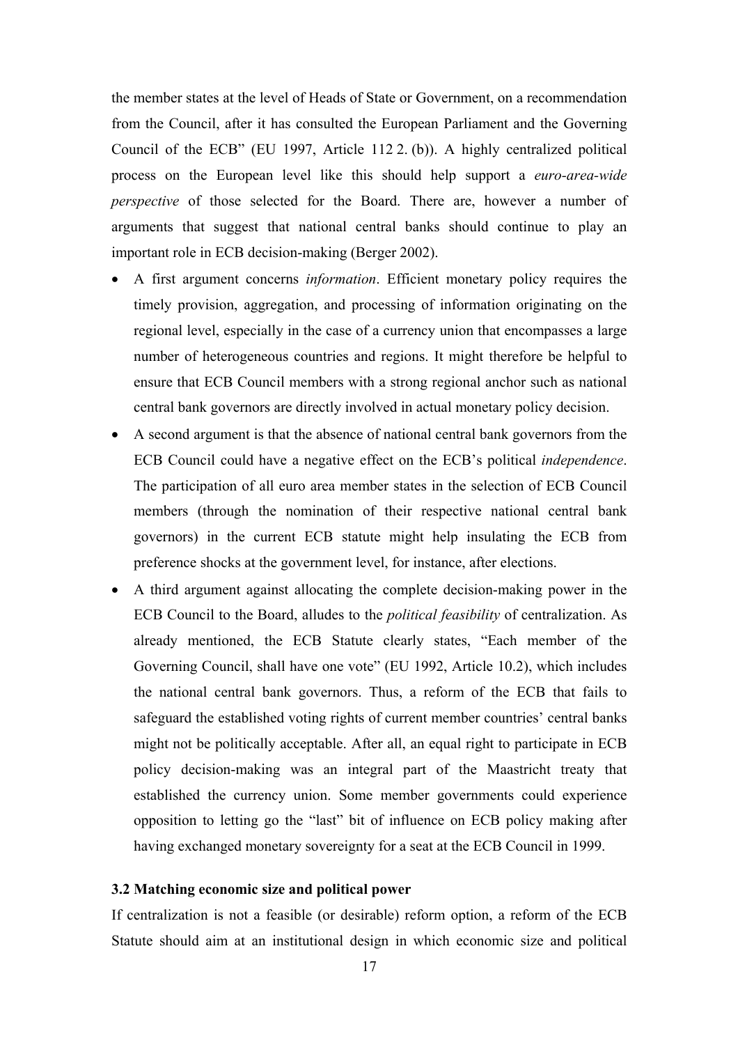the member states at the level of Heads of State or Government, on a recommendation from the Council, after it has consulted the European Parliament and the Governing Council of the ECB" (EU 1997, Article 112 2. (b)). A highly centralized political process on the European level like this should help support a *euro-area-wide perspective* of those selected for the Board. There are, however a number of arguments that suggest that national central banks should continue to play an important role in ECB decision-making (Berger 2002).

- A first argument concerns *information*. Efficient monetary policy requires the timely provision, aggregation, and processing of information originating on the regional level, especially in the case of a currency union that encompasses a large number of heterogeneous countries and regions. It might therefore be helpful to ensure that ECB Council members with a strong regional anchor such as national central bank governors are directly involved in actual monetary policy decision.
- A second argument is that the absence of national central bank governors from the ECB Council could have a negative effect on the ECB's political *independence*. The participation of all euro area member states in the selection of ECB Council members (through the nomination of their respective national central bank governors) in the current ECB statute might help insulating the ECB from preference shocks at the government level, for instance, after elections.
- A third argument against allocating the complete decision-making power in the ECB Council to the Board, alludes to the *political feasibility* of centralization. As already mentioned, the ECB Statute clearly states, "Each member of the Governing Council, shall have one vote" (EU 1992, Article 10.2), which includes the national central bank governors. Thus, a reform of the ECB that fails to safeguard the established voting rights of current member countries' central banks might not be politically acceptable. After all, an equal right to participate in ECB policy decision-making was an integral part of the Maastricht treaty that established the currency union. Some member governments could experience opposition to letting go the "last" bit of influence on ECB policy making after having exchanged monetary sovereignty for a seat at the ECB Council in 1999.

### 3.2 Matching economic size and political power

If centralization is not a feasible (or desirable) reform option, a reform of the ECB Statute should aim at an institutional design in which economic size and political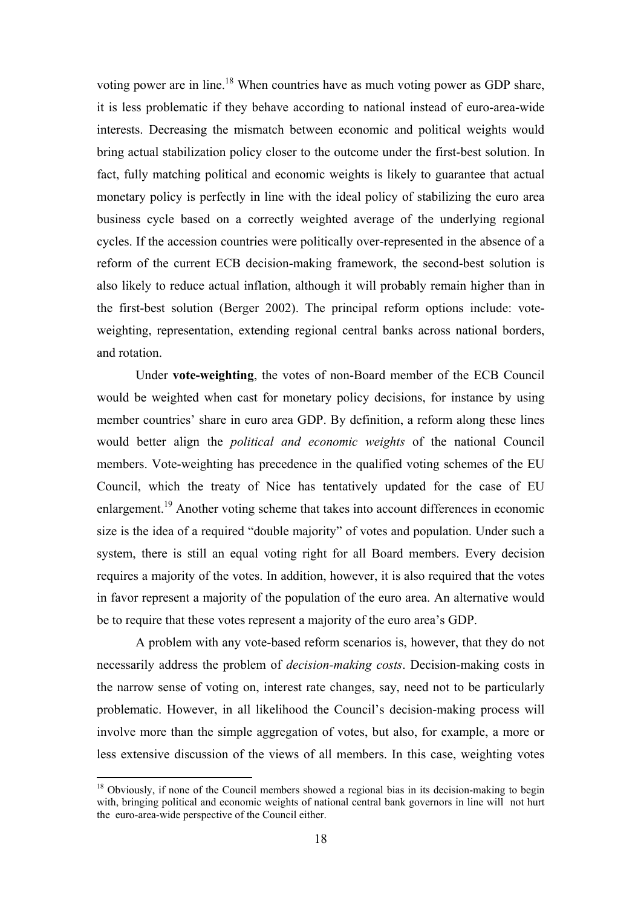voting power are in line.[18] When countries have as much voting power as GDP share, it is less problematic if they behave according to national instead of euro-area-wide interests. Decreasing the mismatch between economic and political weights would bring actual stabilization policy closer to the outcome under the first-best solution. In fact, fully matching political and economic weights is likely to guarantee that actual monetary policy is perfectly in line with the ideal policy of stabilizing the euro area business cycle based on a correctly weighted average of the underlying regional cycles. If the accession countries were politically over-represented in the absence of a reform of the current ECB decision-making framework, the second-best solution is also likely to reduce actual inflation, although it will probably remain higher than in the first-best solution (Berger 2002). The principal reform options include: vote-weighting, representation, extending regional central banks across national borders, and rotation.

Under **vote-weighting**, the votes of non-Board member of the ECB Council would be weighted when cast for monetary policy decisions, for instance by using member countries' share in euro area GDP. By definition, a reform along these lines would better align the *political and economic weights* of the national Council members. Vote-weighting has precedence in the qualified voting schemes of the EU Council, which the treaty of Nice has tentatively updated for the case of EU enlargement.[19] Another voting scheme that takes into account differences in economic size is the idea of a required "double majority" of votes and population. Under such a system, there is still an equal voting right for all Board members. Every decision requires a majority of the votes. In addition, however, it is also required that the votes in favor represent a majority of the population of the euro area. An alternative would be to require that these votes represent a majority of the euro area's GDP.

A problem with any vote-based reform scenarios is, however, that they do not necessarily address the problem of *decision-making costs*. Decision-making costs in the narrow sense of voting on, interest rate changes, say, need not to be particularly problematic. However, in all likelihood the Council's decision-making process will involve more than the simple aggregation of votes, but also, for example, a more or less extensive discussion of the views of all members. In this case, weighting votes

[18] Obviously, if none of the Council members showed a regional bias in its decision-making to begin with, bringing political and economic weights of national central bank governors in line will not hurt the euro-area-wide perspective of the Council either.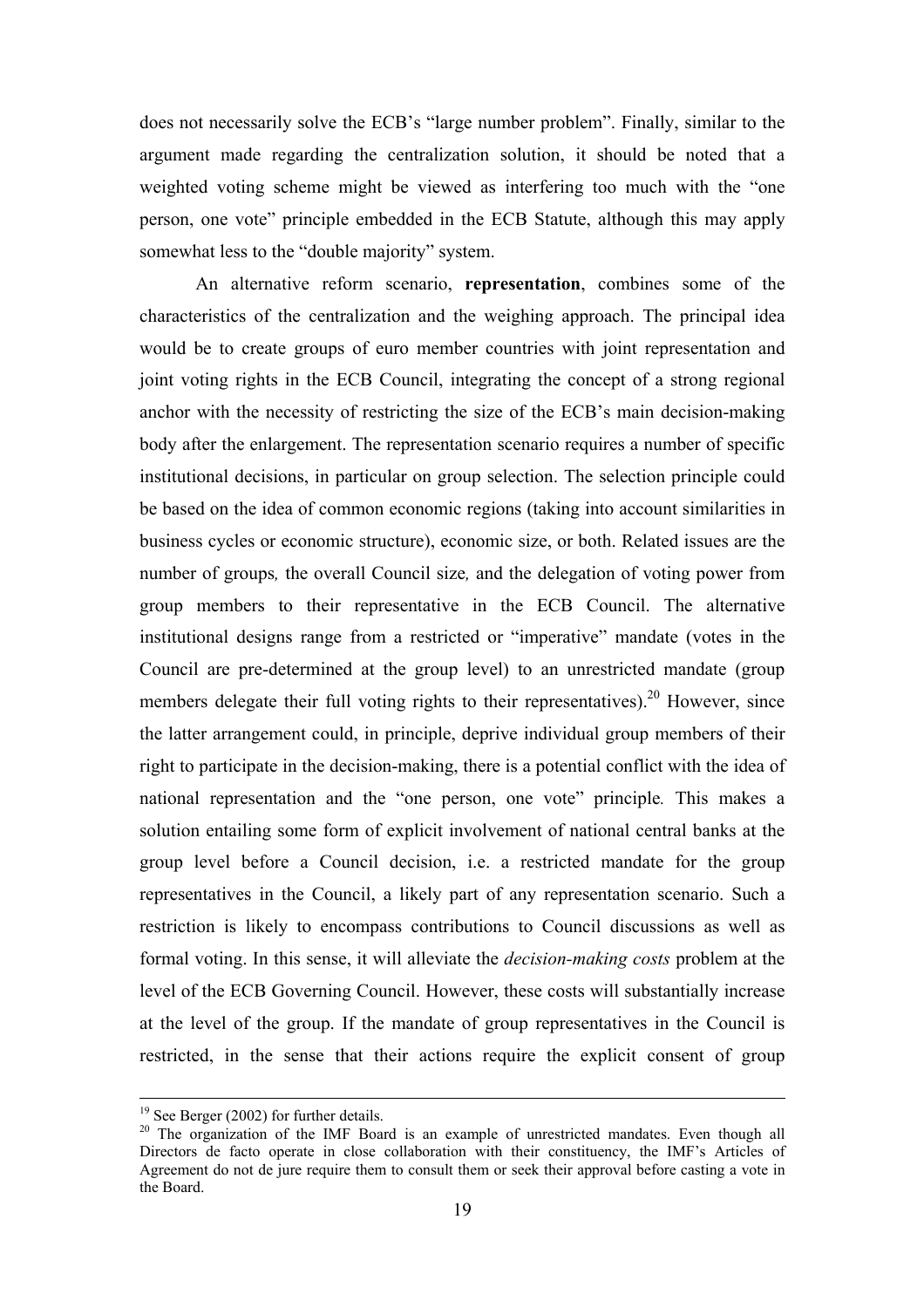does not necessarily solve the ECB's "large number problem". Finally, similar to the argument made regarding the centralization solution, it should be noted that a weighted voting scheme might be viewed as interfering too much with the "one person, one vote" principle embedded in the ECB Statute, although this may apply somewhat less to the "double majority" system.

An alternative reform scenario, **representation**, combines some of the characteristics of the centralization and the weighing approach. The principal idea would be to create groups of euro member countries with joint representation and joint voting rights in the ECB Council, integrating the concept of a strong regional anchor with the necessity of restricting the size of the ECB's main decision-making body after the enlargement. The representation scenario requires a number of specific institutional decisions, in particular on group selection. The selection principle could be based on the idea of common economic regions (taking into account similarities in business cycles or economic structure), economic size, or both. Related issues are the number of groups*,* the overall Council size*,* and the delegation of voting power from group members to their representative in the ECB Council. The alternative institutional designs range from a restricted or "imperative" mandate (votes in the Council are pre-determined at the group level) to an unrestricted mandate (group members delegate their full voting rights to their representatives).[20] However, since the latter arrangement could, in principle, deprive individual group members of their right to participate in the decision-making, there is a potential conflict with the idea of national representation and the "one person, one vote" principle*.* This makes a solution entailing some form of explicit involvement of national central banks at the group level before a Council decision, i.e. a restricted mandate for the group representatives in the Council, a likely part of any representation scenario. Such a restriction is likely to encompass contributions to Council discussions as well as formal voting. In this sense, it will alleviate the *decision-making costs* problem at the level of the ECB Governing Council. However, these costs will substantially increase at the level of the group. If the mandate of group representatives in the Council is restricted, in the sense that their actions require the explicit consent of group

---

[19] See Berger (2002) for further details.

[20] The organization of the IMF Board is an example of unrestricted mandates. Even though all Directors de facto operate in close collaboration with their constituency, the IMF's Articles of Agreement do not de jure require them to consult them or seek their approval before casting a vote in the Board.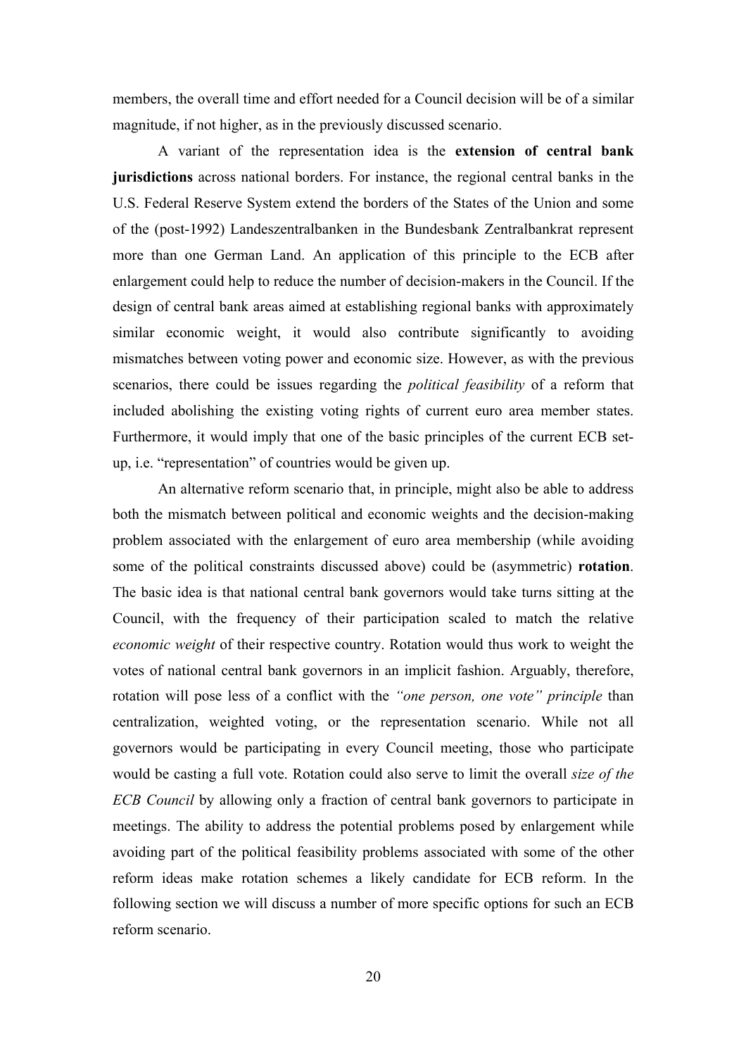members, the overall time and effort needed for a Council decision will be of a similar magnitude, if not higher, as in the previously discussed scenario.

A variant of the representation idea is the **extension of central bank jurisdictions** across national borders. For instance, the regional central banks in the U.S. Federal Reserve System extend the borders of the States of the Union and some of the (post-1992) Landeszentralbanken in the Bundesbank Zentralbankrat represent more than one German Land. An application of this principle to the ECB after enlargement could help to reduce the number of decision-makers in the Council. If the design of central bank areas aimed at establishing regional banks with approximately similar economic weight, it would also contribute significantly to avoiding mismatches between voting power and economic size. However, as with the previous scenarios, there could be issues regarding the *political feasibility* of a reform that included abolishing the existing voting rights of current euro area member states. Furthermore, it would imply that one of the basic principles of the current ECB set-up, i.e. "representation" of countries would be given up.

An alternative reform scenario that, in principle, might also be able to address both the mismatch between political and economic weights and the decision-making problem associated with the enlargement of euro area membership (while avoiding some of the political constraints discussed above) could be (asymmetric) **rotation**. The basic idea is that national central bank governors would take turns sitting at the Council, with the frequency of their participation scaled to match the relative *economic weight* of their respective country. Rotation would thus work to weight the votes of national central bank governors in an implicit fashion. Arguably, therefore, rotation will pose less of a conflict with the *"one person, one vote" principle* than centralization, weighted voting, or the representation scenario. While not all governors would be participating in every Council meeting, those who participate would be casting a full vote. Rotation could also serve to limit the overall *size of the ECB Council* by allowing only a fraction of central bank governors to participate in meetings. The ability to address the potential problems posed by enlargement while avoiding part of the political feasibility problems associated with some of the other reform ideas make rotation schemes a likely candidate for ECB reform. In the following section we will discuss a number of more specific options for such an ECB reform scenario.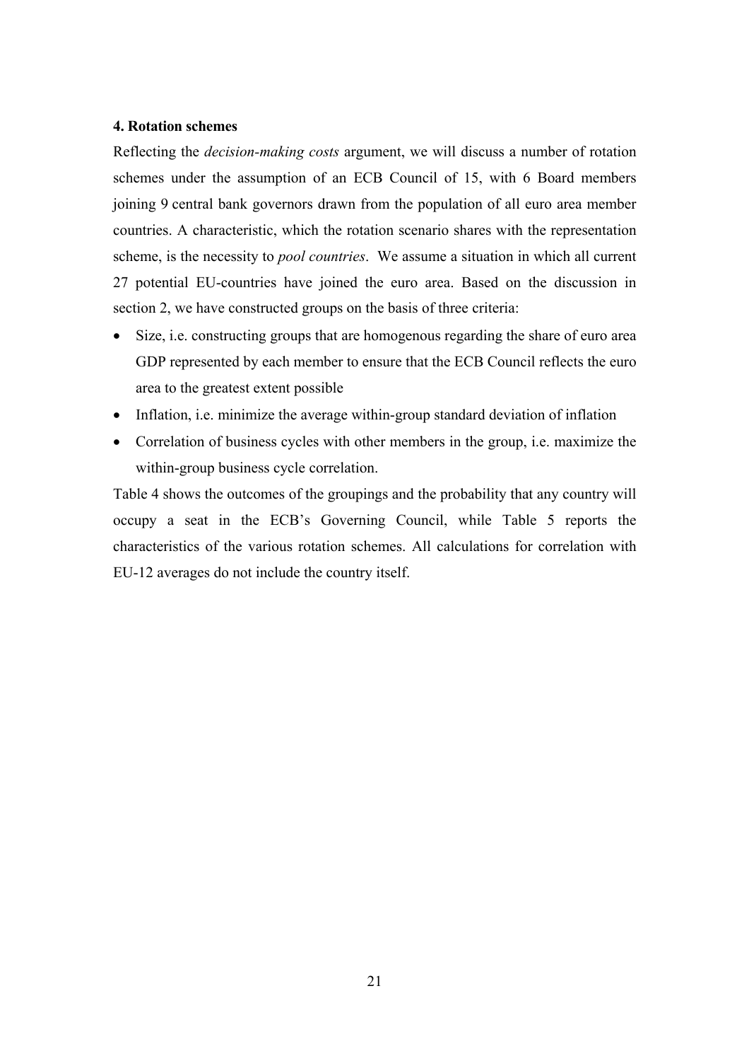## 4. Rotation schemes

Reflecting the *decision-making costs* argument, we will discuss a number of rotation schemes under the assumption of an ECB Council of 15, with 6 Board members joining 9 central bank governors drawn from the population of all euro area member countries. A characteristic, which the rotation scenario shares with the representation scheme, is the necessity to *pool countries*. We assume a situation in which all current 27 potential EU-countries have joined the euro area. Based on the discussion in section 2, we have constructed groups on the basis of three criteria:

- Size, i.e. constructing groups that are homogenous regarding the share of euro area GDP represented by each member to ensure that the ECB Council reflects the euro area to the greatest extent possible
- Inflation, i.e. minimize the average within-group standard deviation of inflation
- Correlation of business cycles with other members in the group, i.e. maximize the within-group business cycle correlation.

Table 4 shows the outcomes of the groupings and the probability that any country will occupy a seat in the ECB's Governing Council, while Table 5 reports the characteristics of the various rotation schemes. All calculations for correlation with EU-12 averages do not include the country itself.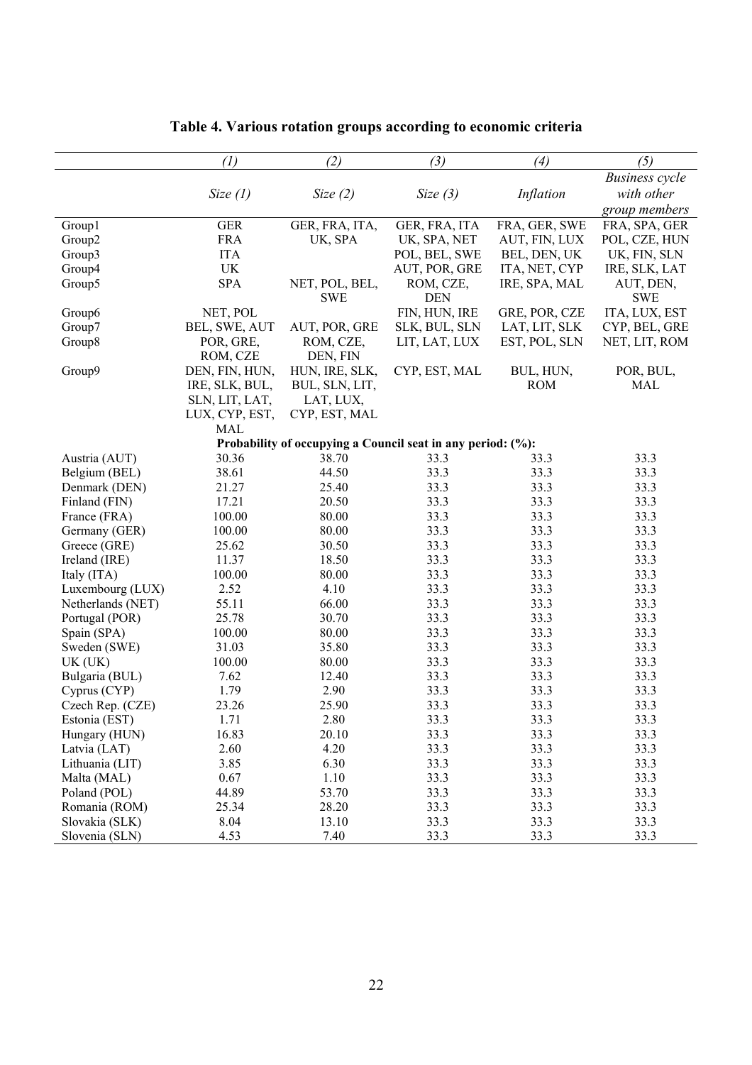# Table 4. Various rotation groups according to economic criteria

| | *(1)* | *(2)* | *(3)* | *(4)* | *(5)* |
|---|---|---|---|---|---|
| | *Size (1)* | *Size (2)* | *Size (3)* | *Inflation* | *Business cycle with other group members* |
| Group1 | GER | GER, FRA, ITA, UK, SPA | GER, FRA, ITA | FRA, GER, SWE | FRA, SPA, GER |
| Group2 | FRA | | UK, SPA, NET | AUT, FIN, LUX | POL, CZE, HUN |
| Group3 | ITA | | POL, BEL, SWE | BEL, DEN, UK | UK, FIN, SLN |
| Group4 | UK | | AUT, POR, GRE | ITA, NET, CYP | IRE, SLK, LAT |
| Group5 | SPA | NET, POL, BEL, SWE | ROM, CZE, DEN | IRE, SPA, MAL | AUT, DEN, SWE |
| Group6 | NET, POL | | FIN, HUN, IRE | GRE, POR, CZE | ITA, LUX, EST |
| Group7 | BEL, SWE, AUT | AUT, POR, GRE | SLK, BUL, SLN | LAT, LIT, SLK | CYP, BEL, GRE |
| Group8 | POR, GRE, ROM, CZE | ROM, CZE, DEN, FIN | LIT, LAT, LUX | EST, POL, SLN | NET, LIT, ROM |
| Group9 | DEN, FIN, HUN, IRE, SLK, BUL, SLN, LIT, LAT, LUX, CYP, EST, MAL | HUN, IRE, SLK, BUL, SLN, LIT, LAT, LUX, CYP, EST, MAL | CYP, EST, MAL | BUL, HUN, ROM | POR, BUL, MAL |
| | **Probability of occupying a Council seat in any period: (%):** | | | | |
| Austria (AUT) | 30.36 | 38.70 | 33.3 | 33.3 | 33.3 |
| Belgium (BEL) | 38.61 | 44.50 | 33.3 | 33.3 | 33.3 |
| Denmark (DEN) | 21.27 | 25.40 | 33.3 | 33.3 | 33.3 |
| Finland (FIN) | 17.21 | 20.50 | 33.3 | 33.3 | 33.3 |
| France (FRA) | 100.00 | 80.00 | 33.3 | 33.3 | 33.3 |
| Germany (GER) | 100.00 | 80.00 | 33.3 | 33.3 | 33.3 |
| Greece (GRE) | 25.62 | 30.50 | 33.3 | 33.3 | 33.3 |
| Ireland (IRE) | 11.37 | 18.50 | 33.3 | 33.3 | 33.3 |
| Italy (ITA) | 100.00 | 80.00 | 33.3 | 33.3 | 33.3 |
| Luxembourg (LUX) | 2.52 | 4.10 | 33.3 | 33.3 | 33.3 |
| Netherlands (NET) | 55.11 | 66.00 | 33.3 | 33.3 | 33.3 |
| Portugal (POR) | 25.78 | 30.70 | 33.3 | 33.3 | 33.3 |
| Spain (SPA) | 100.00 | 80.00 | 33.3 | 33.3 | 33.3 |
| Sweden (SWE) | 31.03 | 35.80 | 33.3 | 33.3 | 33.3 |
| UK (UK) | 100.00 | 80.00 | 33.3 | 33.3 | 33.3 |
| Bulgaria (BUL) | 7.62 | 12.40 | 33.3 | 33.3 | 33.3 |
| Cyprus (CYP) | 1.79 | 2.90 | 33.3 | 33.3 | 33.3 |
| Czech Rep. (CZE) | 23.26 | 25.90 | 33.3 | 33.3 | 33.3 |
| Estonia (EST) | 1.71 | 2.80 | 33.3 | 33.3 | 33.3 |
| Hungary (HUN) | 16.83 | 20.10 | 33.3 | 33.3 | 33.3 |
| Latvia (LAT) | 2.60 | 4.20 | 33.3 | 33.3 | 33.3 |
| Lithuania (LIT) | 3.85 | 6.30 | 33.3 | 33.3 | 33.3 |
| Malta (MAL) | 0.67 | 1.10 | 33.3 | 33.3 | 33.3 |
| Poland (POL) | 44.89 | 53.70 | 33.3 | 33.3 | 33.3 |
| Romania (ROM) | 25.34 | 28.20 | 33.3 | 33.3 | 33.3 |
| Slovakia (SLK) | 8.04 | 13.10 | 33.3 | 33.3 | 33.3 |
| Slovenia (SLN) | 4.53 | 7.40 | 33.3 | 33.3 | 33.3 |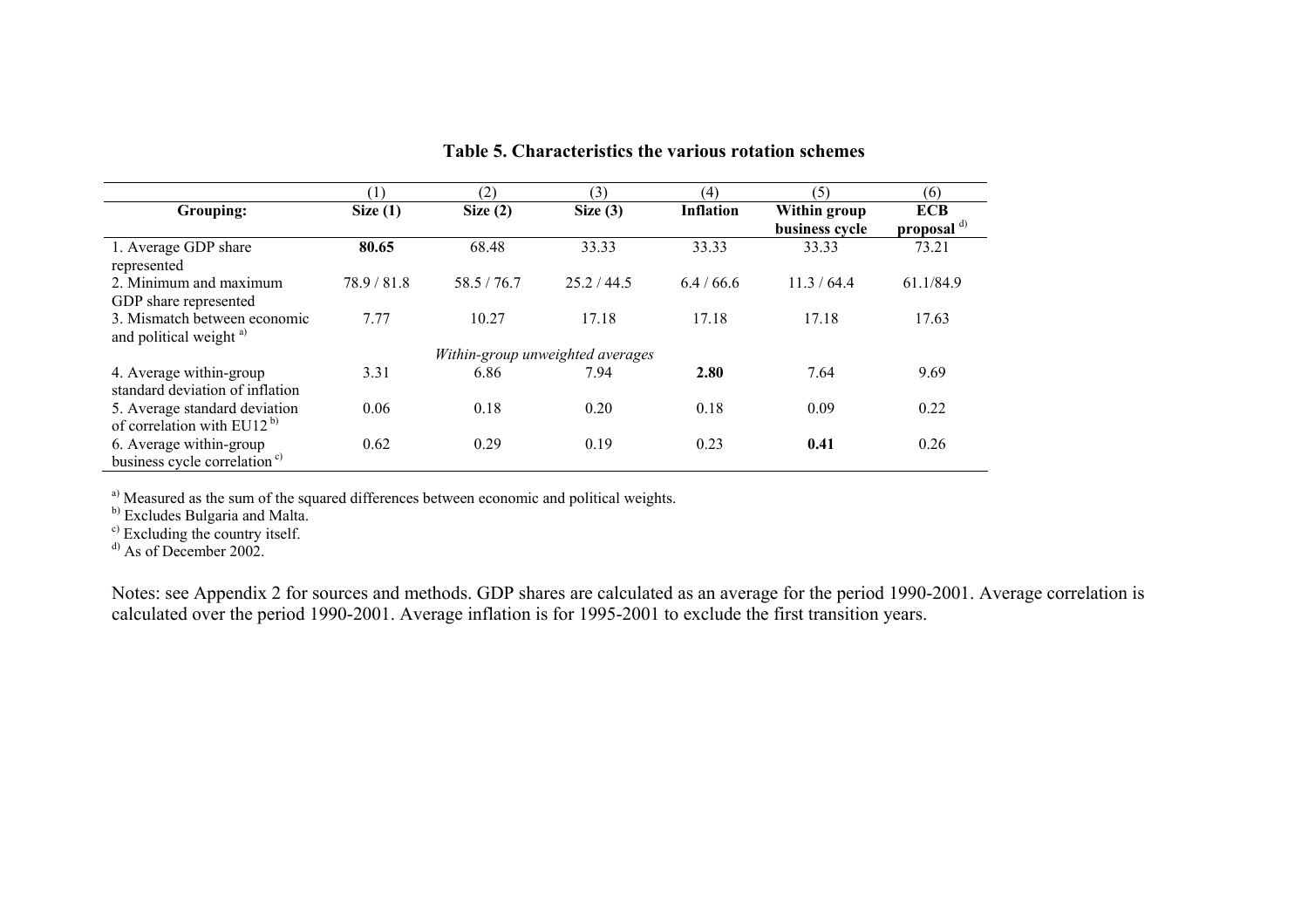**Table 5. Characteristics the various rotation schemes**

| | (1) | (2) | (3) | (4) | (5) | (6) |
|---|---|---|---|---|---|---|
| **Grouping:** | **Size (1)** | **Size (2)** | **Size (3)** | **Inflation** | **Within group business cycle** | **ECB proposal** [d)] |
| 1. Average GDP share represented | **80.65** | 68.48 | 33.33 | 33.33 | 33.33 | 73.21 |
| 2. Minimum and maximum GDP share represented | 78.9 / 81.8 | 58.5 / 76.7 | 25.2 / 44.5 | 6.4 / 66.6 | 11.3 / 64.4 | 61.1/84.9 |
| 3. Mismatch between economic and political weight [a)] | 7.77 | 10.27 | 17.18 | 17.18 | 17.18 | 17.63 |
| | | | *Within-group unweighted averages* | | | |
| 4. Average within-group standard deviation of inflation | 3.31 | 6.86 | 7.94 | **2.80** | 7.64 | 9.69 |
| 5. Average standard deviation of correlation with EU12 [b)] | 0.06 | 0.18 | 0.20 | 0.18 | 0.09 | 0.22 |
| 6. Average within-group business cycle correlation [c)] | 0.62 | 0.29 | 0.19 | 0.23 | **0.41** | 0.26 |

[a)] Measured as the sum of the squared differences between economic and political weights.
[b)] Excludes Bulgaria and Malta.
[c)] Excluding the country itself.
[d)] As of December 2002.

Notes: see Appendix 2 for sources and methods. GDP shares are calculated as an average for the period 1990-2001. Average correlation is calculated over the period 1990-2001. Average inflation is for 1995-2001 to exclude the first transition years.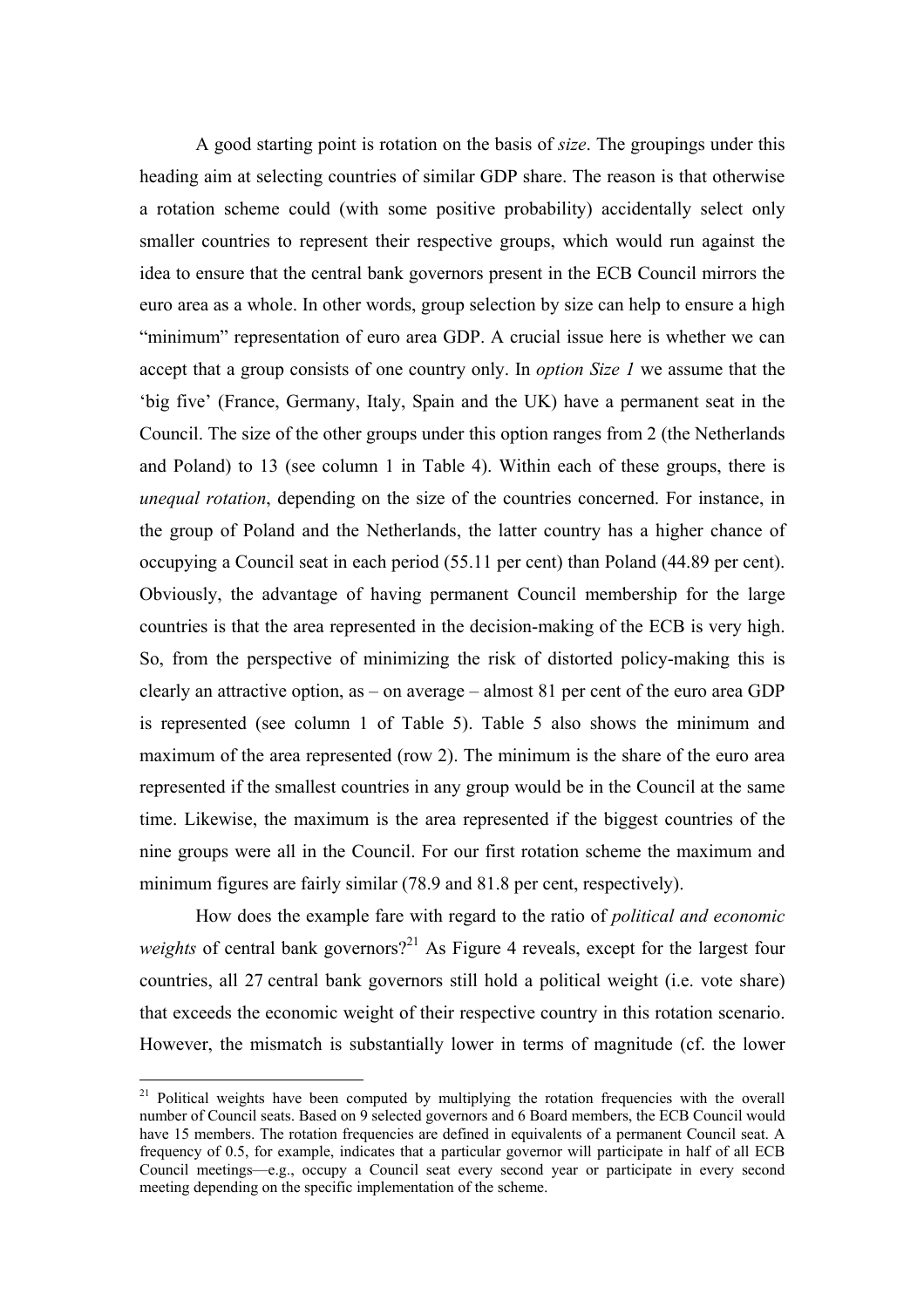A good starting point is rotation on the basis of *size*. The groupings under this heading aim at selecting countries of similar GDP share. The reason is that otherwise a rotation scheme could (with some positive probability) accidentally select only smaller countries to represent their respective groups, which would run against the idea to ensure that the central bank governors present in the ECB Council mirrors the euro area as a whole. In other words, group selection by size can help to ensure a high "minimum" representation of euro area GDP. A crucial issue here is whether we can accept that a group consists of one country only. In *option Size 1* we assume that the 'big five' (France, Germany, Italy, Spain and the UK) have a permanent seat in the Council. The size of the other groups under this option ranges from 2 (the Netherlands and Poland) to 13 (see column 1 in Table 4). Within each of these groups, there is *unequal rotation*, depending on the size of the countries concerned. For instance, in the group of Poland and the Netherlands, the latter country has a higher chance of occupying a Council seat in each period (55.11 per cent) than Poland (44.89 per cent). Obviously, the advantage of having permanent Council membership for the large countries is that the area represented in the decision-making of the ECB is very high. So, from the perspective of minimizing the risk of distorted policy-making this is clearly an attractive option, as – on average – almost 81 per cent of the euro area GDP is represented (see column 1 of Table 5). Table 5 also shows the minimum and maximum of the area represented (row 2). The minimum is the share of the euro area represented if the smallest countries in any group would be in the Council at the same time. Likewise, the maximum is the area represented if the biggest countries of the nine groups were all in the Council. For our first rotation scheme the maximum and minimum figures are fairly similar (78.9 and 81.8 per cent, respectively).

How does the example fare with regard to the ratio of *political and economic weights* of central bank governors?[21] As Figure 4 reveals, except for the largest four countries, all 27 central bank governors still hold a political weight (i.e. vote share) that exceeds the economic weight of their respective country in this rotation scenario. However, the mismatch is substantially lower in terms of magnitude (cf. the lower

---

[21] Political weights have been computed by multiplying the rotation frequencies with the overall number of Council seats. Based on 9 selected governors and 6 Board members, the ECB Council would have 15 members. The rotation frequencies are defined in equivalents of a permanent Council seat. A frequency of 0.5, for example, indicates that a particular governor will participate in half of all ECB Council meetings—e.g., occupy a Council seat every second year or participate in every second meeting depending on the specific implementation of the scheme.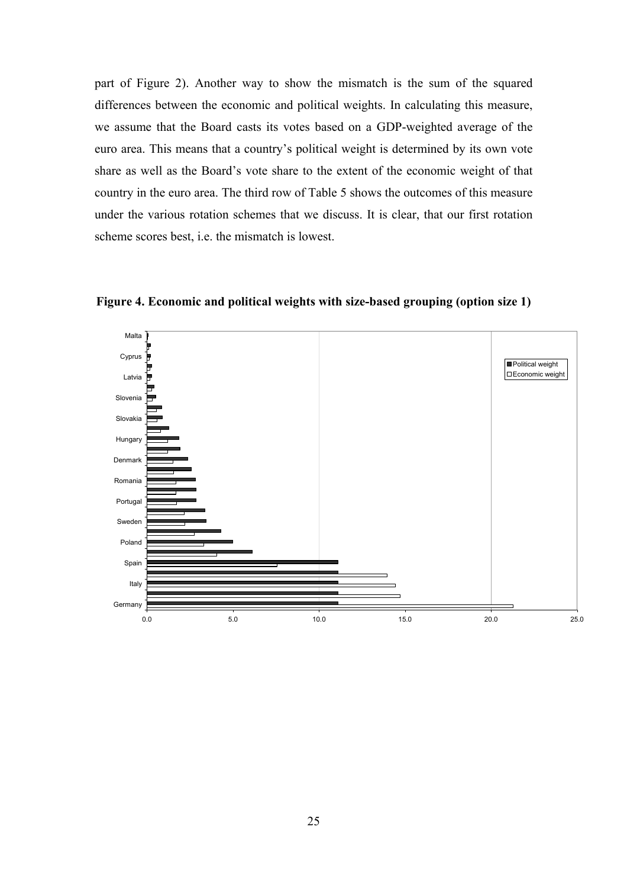part of Figure 2). Another way to show the mismatch is the sum of the squared differences between the economic and political weights. In calculating this measure, we assume that the Board casts its votes based on a GDP-weighted average of the euro area. This means that a country's political weight is determined by its own vote share as well as the Board's vote share to the extent of the economic weight of that country in the euro area. The third row of Table 5 shows the outcomes of this measure under the various rotation schemes that we discuss. It is clear, that our first rotation scheme scores best, i.e. the mismatch is lowest.

**Figure 4. Economic and political weights with size-based grouping (option size 1)**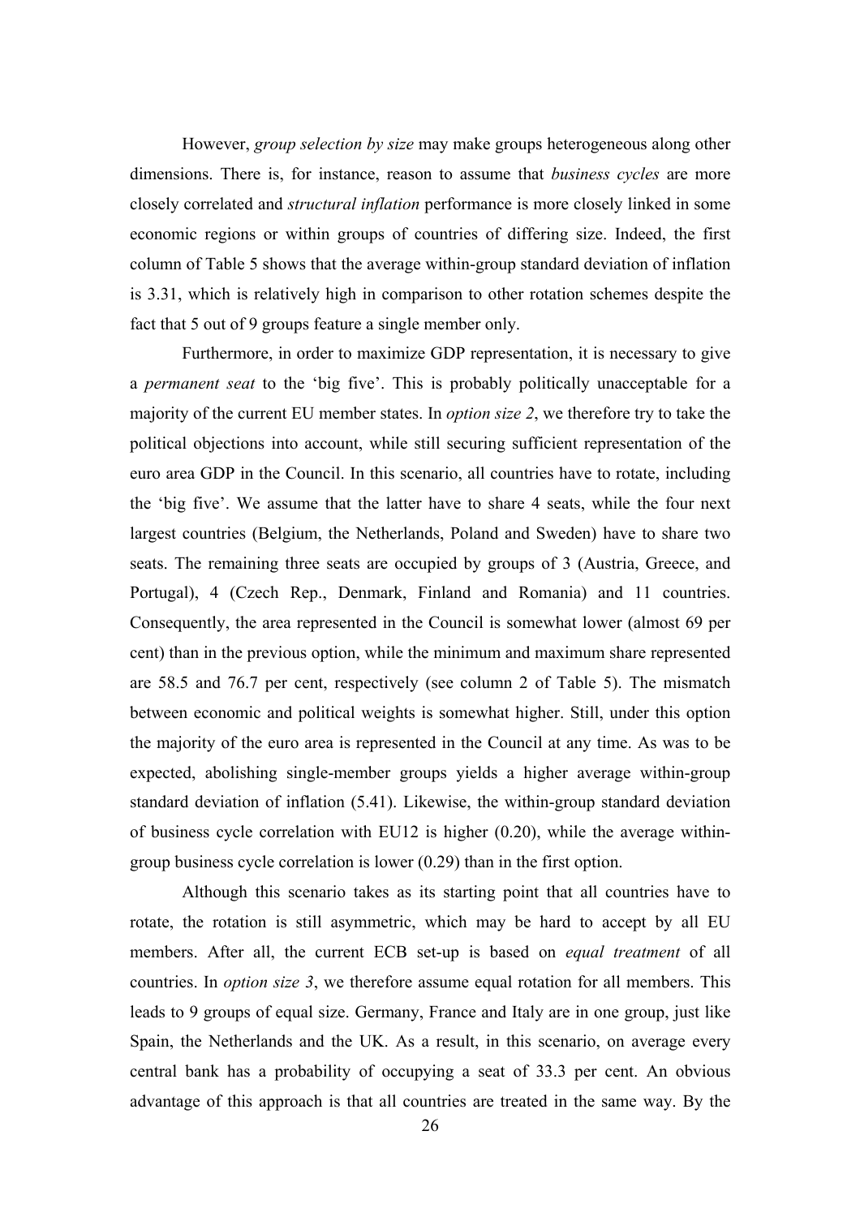However, *group selection by size* may make groups heterogeneous along other dimensions. There is, for instance, reason to assume that *business cycles* are more closely correlated and *structural inflation* performance is more closely linked in some economic regions or within groups of countries of differing size. Indeed, the first column of Table 5 shows that the average within-group standard deviation of inflation is 3.31, which is relatively high in comparison to other rotation schemes despite the fact that 5 out of 9 groups feature a single member only.

Furthermore, in order to maximize GDP representation, it is necessary to give a *permanent seat* to the 'big five'. This is probably politically unacceptable for a majority of the current EU member states. In *option size 2*, we therefore try to take the political objections into account, while still securing sufficient representation of the euro area GDP in the Council. In this scenario, all countries have to rotate, including the 'big five'. We assume that the latter have to share 4 seats, while the four next largest countries (Belgium, the Netherlands, Poland and Sweden) have to share two seats. The remaining three seats are occupied by groups of 3 (Austria, Greece, and Portugal), 4 (Czech Rep., Denmark, Finland and Romania) and 11 countries. Consequently, the area represented in the Council is somewhat lower (almost 69 per cent) than in the previous option, while the minimum and maximum share represented are 58.5 and 76.7 per cent, respectively (see column 2 of Table 5). The mismatch between economic and political weights is somewhat higher. Still, under this option the majority of the euro area is represented in the Council at any time. As was to be expected, abolishing single-member groups yields a higher average within-group standard deviation of inflation (5.41). Likewise, the within-group standard deviation of business cycle correlation with EU12 is higher (0.20), while the average within-group business cycle correlation is lower (0.29) than in the first option.

Although this scenario takes as its starting point that all countries have to rotate, the rotation is still asymmetric, which may be hard to accept by all EU members. After all, the current ECB set-up is based on *equal treatment* of all countries. In *option size 3*, we therefore assume equal rotation for all members. This leads to 9 groups of equal size. Germany, France and Italy are in one group, just like Spain, the Netherlands and the UK. As a result, in this scenario, on average every central bank has a probability of occupying a seat of 33.3 per cent. An obvious advantage of this approach is that all countries are treated in the same way. By the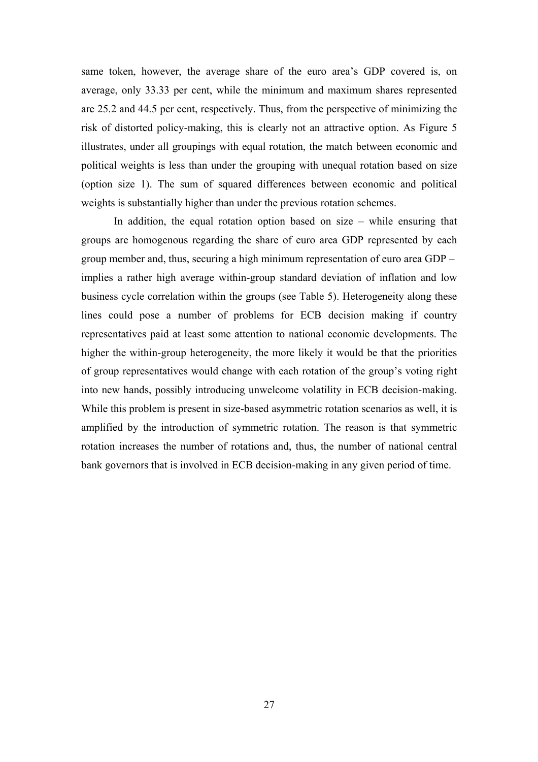same token, however, the average share of the euro area's GDP covered is, on average, only 33.33 per cent, while the minimum and maximum shares represented are 25.2 and 44.5 per cent, respectively. Thus, from the perspective of minimizing the risk of distorted policy-making, this is clearly not an attractive option. As Figure 5 illustrates, under all groupings with equal rotation, the match between economic and political weights is less than under the grouping with unequal rotation based on size (option size 1). The sum of squared differences between economic and political weights is substantially higher than under the previous rotation schemes.

In addition, the equal rotation option based on size – while ensuring that groups are homogenous regarding the share of euro area GDP represented by each group member and, thus, securing a high minimum representation of euro area GDP – implies a rather high average within-group standard deviation of inflation and low business cycle correlation within the groups (see Table 5). Heterogeneity along these lines could pose a number of problems for ECB decision making if country representatives paid at least some attention to national economic developments. The higher the within-group heterogeneity, the more likely it would be that the priorities of group representatives would change with each rotation of the group's voting right into new hands, possibly introducing unwelcome volatility in ECB decision-making. While this problem is present in size-based asymmetric rotation scenarios as well, it is amplified by the introduction of symmetric rotation. The reason is that symmetric rotation increases the number of rotations and, thus, the number of national central bank governors that is involved in ECB decision-making in any given period of time.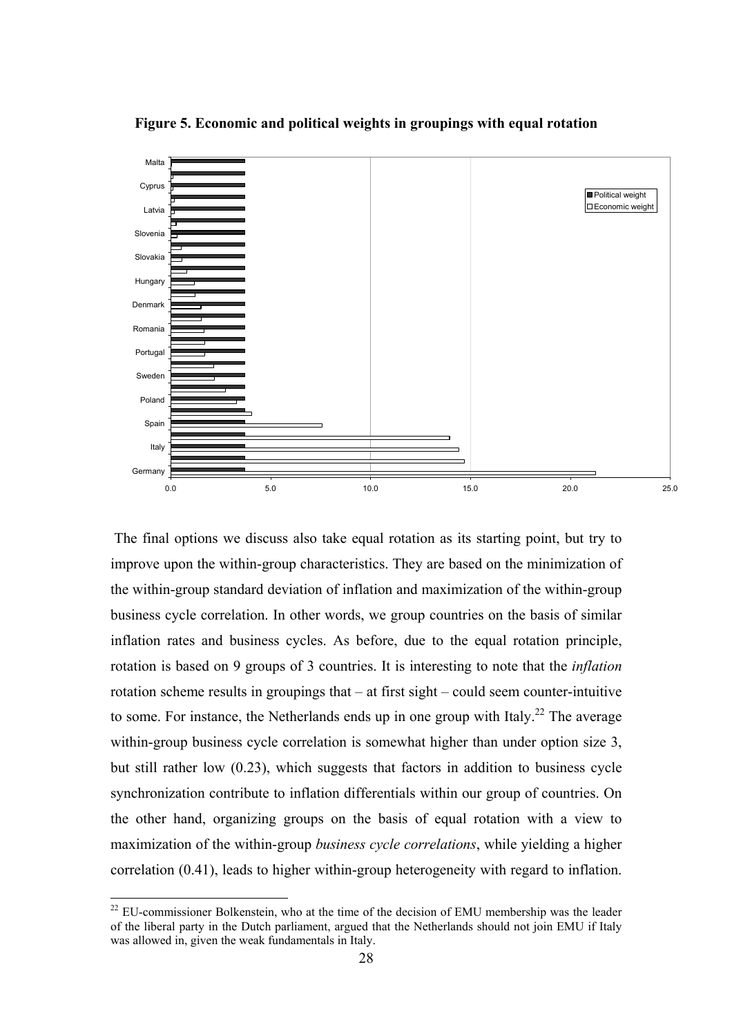**Figure 5. Economic and political weights in groupings with equal rotation**

The final options we discuss also take equal rotation as its starting point, but try to improve upon the within-group characteristics. They are based on the minimization of the within-group standard deviation of inflation and maximization of the within-group business cycle correlation. In other words, we group countries on the basis of similar inflation rates and business cycles. As before, due to the equal rotation principle, rotation is based on 9 groups of 3 countries. It is interesting to note that the *inflation* rotation scheme results in groupings that – at first sight – could seem counter-intuitive to some. For instance, the Netherlands ends up in one group with Italy.[22] The average within-group business cycle correlation is somewhat higher than under option size 3, but still rather low (0.23), which suggests that factors in addition to business cycle synchronization contribute to inflation differentials within our group of countries. On the other hand, organizing groups on the basis of equal rotation with a view to maximization of the within-group *business cycle correlations*, while yielding a higher correlation (0.41), leads to higher within-group heterogeneity with regard to inflation.

[22] EU-commissioner Bolkenstein, who at the time of the decision of EMU membership was the leader of the liberal party in the Dutch parliament, argued that the Netherlands should not join EMU if Italy was allowed in, given the weak fundamentals in Italy.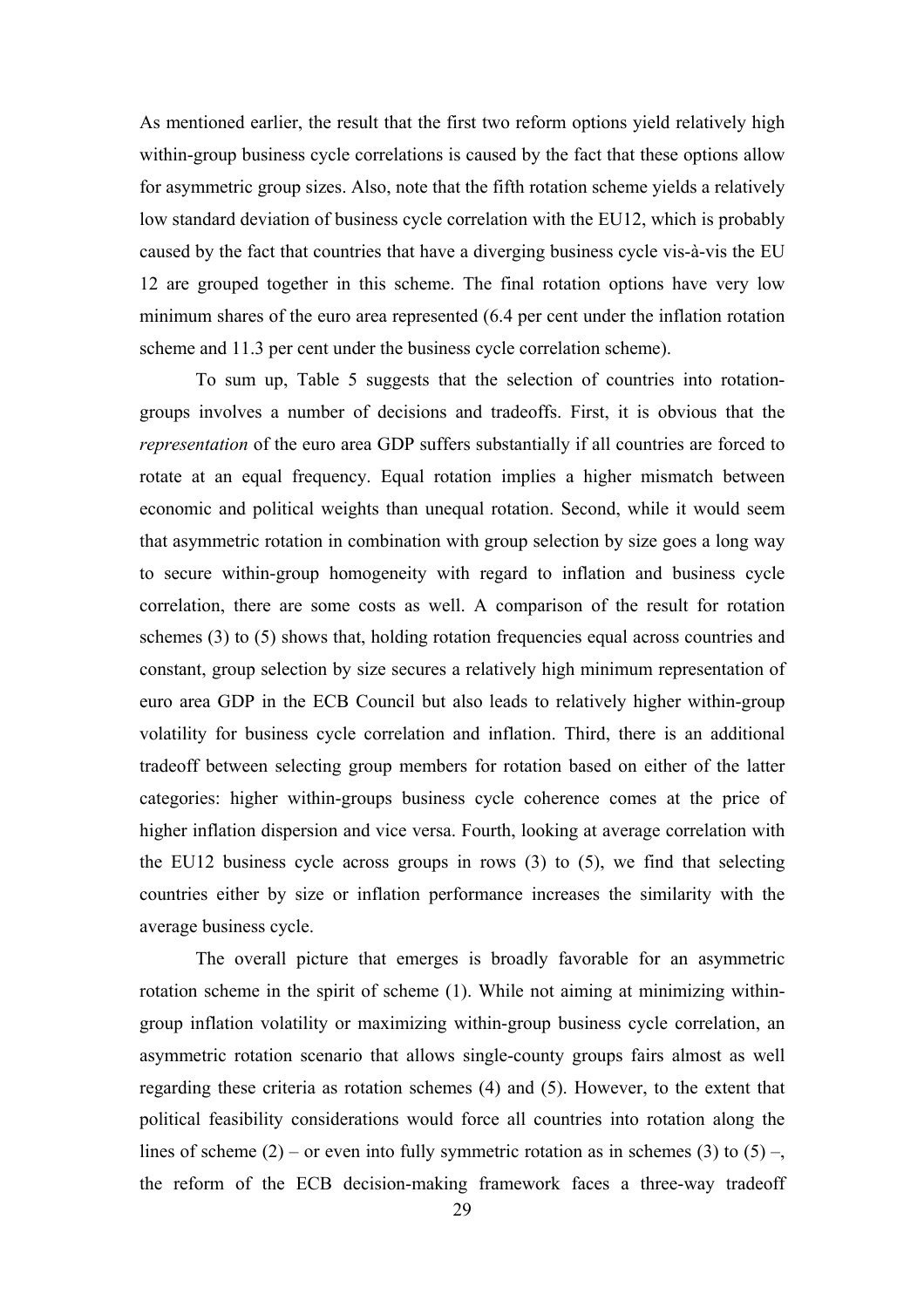As mentioned earlier, the result that the first two reform options yield relatively high within-group business cycle correlations is caused by the fact that these options allow for asymmetric group sizes. Also, note that the fifth rotation scheme yields a relatively low standard deviation of business cycle correlation with the EU12, which is probably caused by the fact that countries that have a diverging business cycle vis-à-vis the EU 12 are grouped together in this scheme. The final rotation options have very low minimum shares of the euro area represented (6.4 per cent under the inflation rotation scheme and 11.3 per cent under the business cycle correlation scheme).

To sum up, Table 5 suggests that the selection of countries into rotation-groups involves a number of decisions and tradeoffs. First, it is obvious that the *representation* of the euro area GDP suffers substantially if all countries are forced to rotate at an equal frequency. Equal rotation implies a higher mismatch between economic and political weights than unequal rotation. Second, while it would seem that asymmetric rotation in combination with group selection by size goes a long way to secure within-group homogeneity with regard to inflation and business cycle correlation, there are some costs as well. A comparison of the result for rotation schemes (3) to (5) shows that, holding rotation frequencies equal across countries and constant, group selection by size secures a relatively high minimum representation of euro area GDP in the ECB Council but also leads to relatively higher within-group volatility for business cycle correlation and inflation. Third, there is an additional tradeoff between selecting group members for rotation based on either of the latter categories: higher within-groups business cycle coherence comes at the price of higher inflation dispersion and vice versa. Fourth, looking at average correlation with the EU12 business cycle across groups in rows (3) to (5), we find that selecting countries either by size or inflation performance increases the similarity with the average business cycle.

The overall picture that emerges is broadly favorable for an asymmetric rotation scheme in the spirit of scheme (1). While not aiming at minimizing within-group inflation volatility or maximizing within-group business cycle correlation, an asymmetric rotation scenario that allows single-county groups fairs almost as well regarding these criteria as rotation schemes (4) and (5). However, to the extent that political feasibility considerations would force all countries into rotation along the lines of scheme (2) – or even into fully symmetric rotation as in schemes (3) to (5) –, the reform of the ECB decision-making framework faces a three-way tradeoff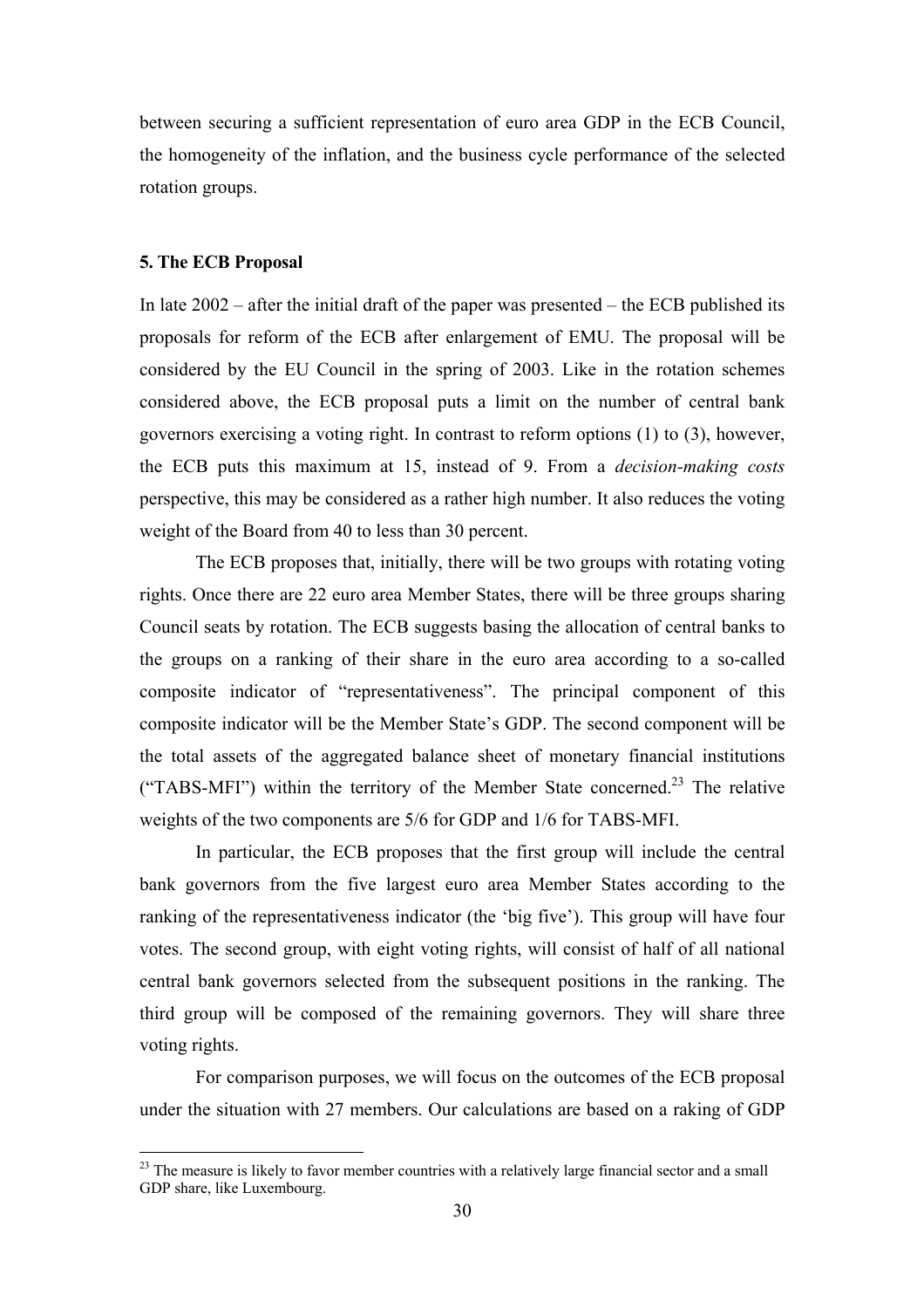between securing a sufficient representation of euro area GDP in the ECB Council, the homogeneity of the inflation, and the business cycle performance of the selected rotation groups.

## 5. The ECB Proposal

In late 2002 – after the initial draft of the paper was presented – the ECB published its proposals for reform of the ECB after enlargement of EMU. The proposal will be considered by the EU Council in the spring of 2003. Like in the rotation schemes considered above, the ECB proposal puts a limit on the number of central bank governors exercising a voting right. In contrast to reform options (1) to (3), however, the ECB puts this maximum at 15, instead of 9. From a *decision-making costs* perspective, this may be considered as a rather high number. It also reduces the voting weight of the Board from 40 to less than 30 percent.

The ECB proposes that, initially, there will be two groups with rotating voting rights. Once there are 22 euro area Member States, there will be three groups sharing Council seats by rotation. The ECB suggests basing the allocation of central banks to the groups on a ranking of their share in the euro area according to a so-called composite indicator of "representativeness". The principal component of this composite indicator will be the Member State's GDP. The second component will be the total assets of the aggregated balance sheet of monetary financial institutions ("TABS-MFI") within the territory of the Member State concerned.[23] The relative weights of the two components are 5/6 for GDP and 1/6 for TABS-MFI.

In particular, the ECB proposes that the first group will include the central bank governors from the five largest euro area Member States according to the ranking of the representativeness indicator (the 'big five'). This group will have four votes. The second group, with eight voting rights, will consist of half of all national central bank governors selected from the subsequent positions in the ranking. The third group will be composed of the remaining governors. They will share three voting rights.

For comparison purposes, we will focus on the outcomes of the ECB proposal under the situation with 27 members. Our calculations are based on a raking of GDP

[23] The measure is likely to favor member countries with a relatively large financial sector and a small GDP share, like Luxembourg.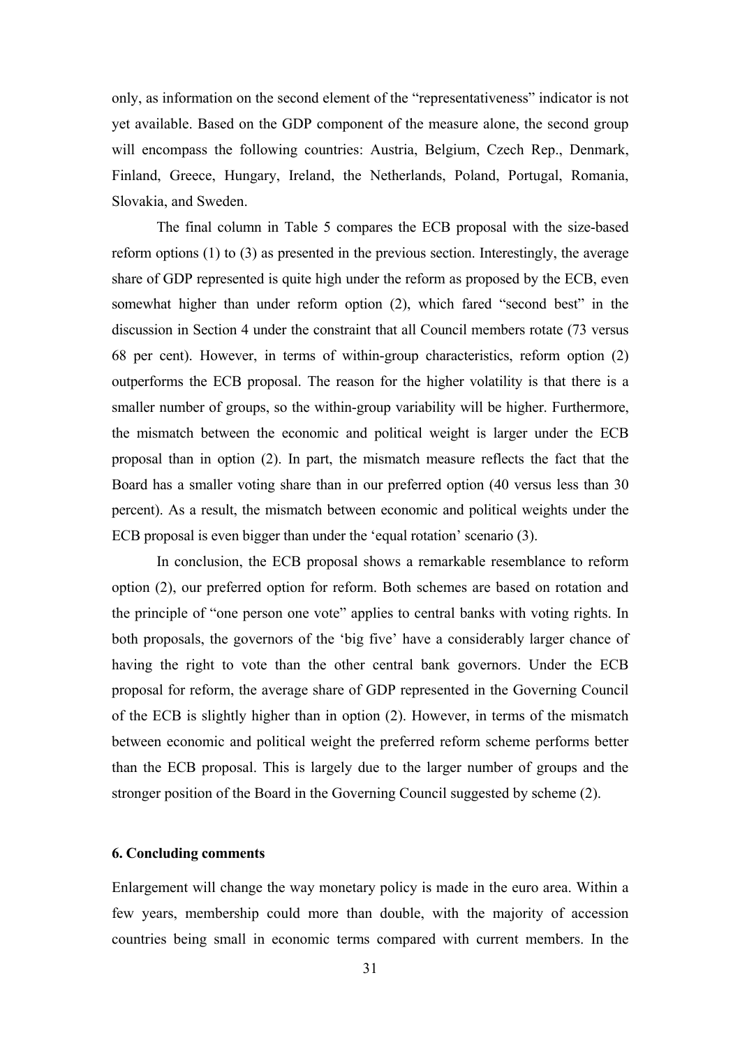only, as information on the second element of the "representativeness" indicator is not yet available. Based on the GDP component of the measure alone, the second group will encompass the following countries: Austria, Belgium, Czech Rep., Denmark, Finland, Greece, Hungary, Ireland, the Netherlands, Poland, Portugal, Romania, Slovakia, and Sweden.

The final column in Table 5 compares the ECB proposal with the size-based reform options (1) to (3) as presented in the previous section. Interestingly, the average share of GDP represented is quite high under the reform as proposed by the ECB, even somewhat higher than under reform option (2), which fared "second best" in the discussion in Section 4 under the constraint that all Council members rotate (73 versus 68 per cent). However, in terms of within-group characteristics, reform option (2) outperforms the ECB proposal. The reason for the higher volatility is that there is a smaller number of groups, so the within-group variability will be higher. Furthermore, the mismatch between the economic and political weight is larger under the ECB proposal than in option (2). In part, the mismatch measure reflects the fact that the Board has a smaller voting share than in our preferred option (40 versus less than 30 percent). As a result, the mismatch between economic and political weights under the ECB proposal is even bigger than under the 'equal rotation' scenario (3).

In conclusion, the ECB proposal shows a remarkable resemblance to reform option (2), our preferred option for reform. Both schemes are based on rotation and the principle of "one person one vote" applies to central banks with voting rights. In both proposals, the governors of the 'big five' have a considerably larger chance of having the right to vote than the other central bank governors. Under the ECB proposal for reform, the average share of GDP represented in the Governing Council of the ECB is slightly higher than in option (2). However, in terms of the mismatch between economic and political weight the preferred reform scheme performs better than the ECB proposal. This is largely due to the larger number of groups and the stronger position of the Board in the Governing Council suggested by scheme (2).

## 6. Concluding comments

Enlargement will change the way monetary policy is made in the euro area. Within a few years, membership could more than double, with the majority of accession countries being small in economic terms compared with current members. In the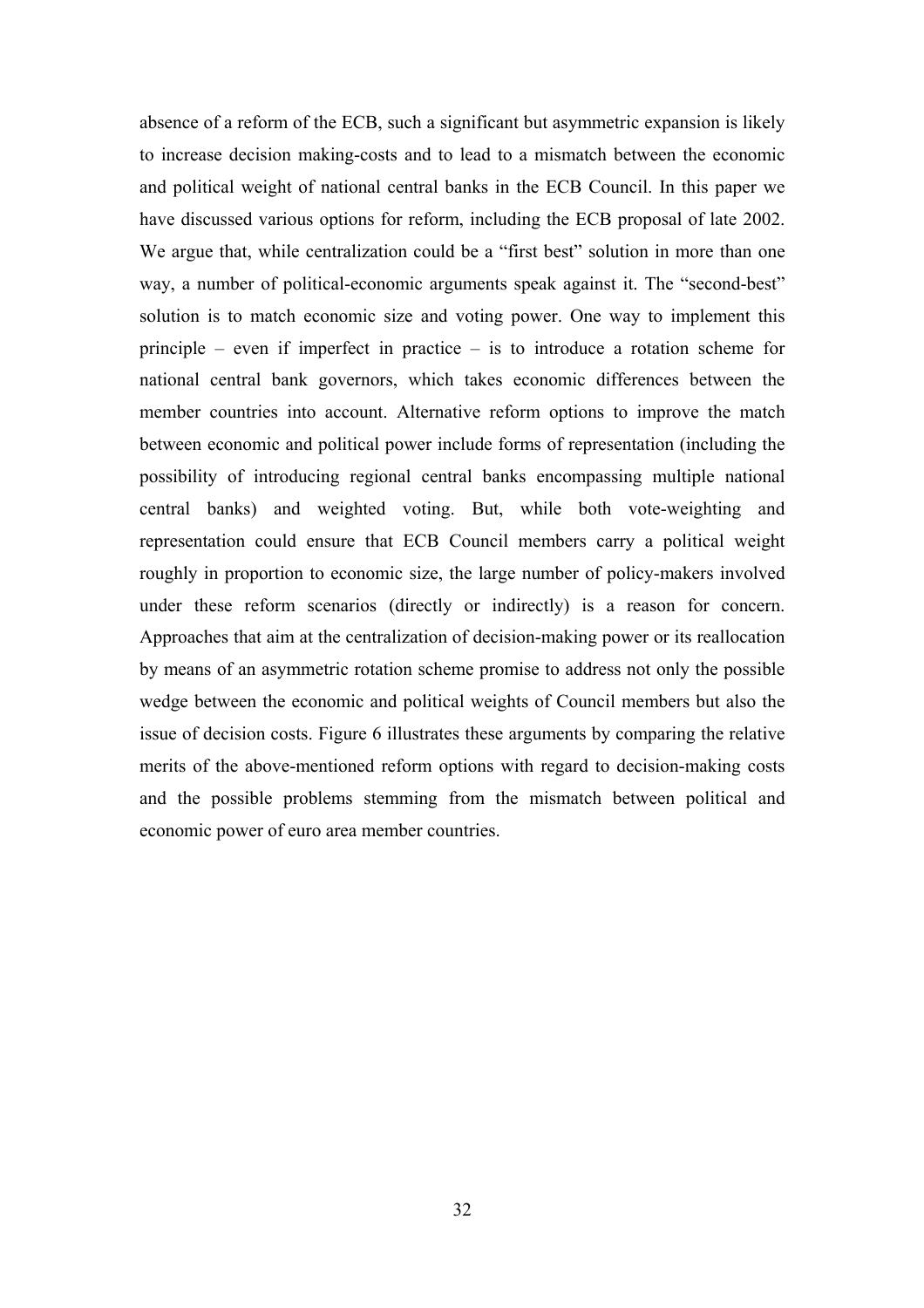absence of a reform of the ECB, such a significant but asymmetric expansion is likely to increase decision making-costs and to lead to a mismatch between the economic and political weight of national central banks in the ECB Council. In this paper we have discussed various options for reform, including the ECB proposal of late 2002. We argue that, while centralization could be a "first best" solution in more than one way, a number of political-economic arguments speak against it. The "second-best" solution is to match economic size and voting power. One way to implement this principle – even if imperfect in practice – is to introduce a rotation scheme for national central bank governors, which takes economic differences between the member countries into account. Alternative reform options to improve the match between economic and political power include forms of representation (including the possibility of introducing regional central banks encompassing multiple national central banks) and weighted voting. But, while both vote-weighting and representation could ensure that ECB Council members carry a political weight roughly in proportion to economic size, the large number of policy-makers involved under these reform scenarios (directly or indirectly) is a reason for concern. Approaches that aim at the centralization of decision-making power or its reallocation by means of an asymmetric rotation scheme promise to address not only the possible wedge between the economic and political weights of Council members but also the issue of decision costs. Figure 6 illustrates these arguments by comparing the relative merits of the above-mentioned reform options with regard to decision-making costs and the possible problems stemming from the mismatch between political and economic power of euro area member countries.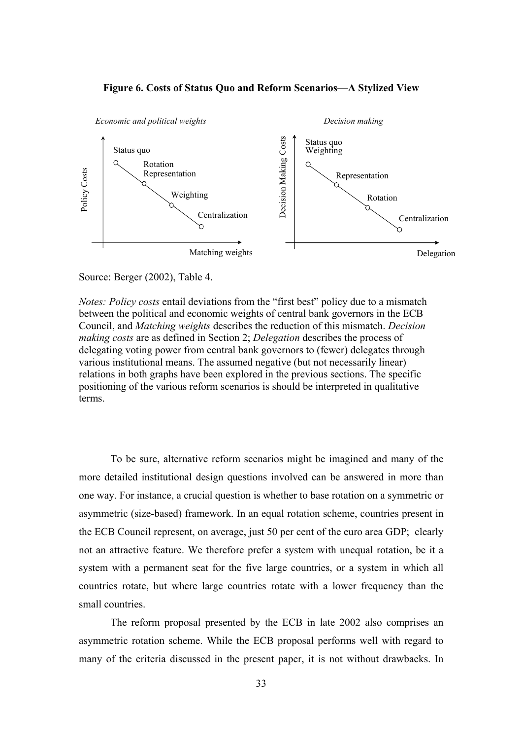**Figure 6. Costs of Status Quo and Reform Scenarios—A Stylized View**

*Economic and political weights*

Policy Costs

Status quo

Rotation
Representation

Weighting

Centralization

Matching weights

*Decision making*

Decision Making Costs

Status quo
Weighting

Representation

Rotation

Centralization

Delegation

Source: Berger (2002), Table 4.

*Notes: Policy costs* entail deviations from the "first best" policy due to a mismatch between the political and economic weights of central bank governors in the ECB Council, and *Matching weights* describes the reduction of this mismatch. *Decision making costs* are as defined in Section 2; *Delegation* describes the process of delegating voting power from central bank governors to (fewer) delegates through various institutional means. The assumed negative (but not necessarily linear) relations in both graphs have been explored in the previous sections. The specific positioning of the various reform scenarios is should be interpreted in qualitative terms.

To be sure, alternative reform scenarios might be imagined and many of the more detailed institutional design questions involved can be answered in more than one way. For instance, a crucial question is whether to base rotation on a symmetric or asymmetric (size-based) framework. In an equal rotation scheme, countries present in the ECB Council represent, on average, just 50 per cent of the euro area GDP; clearly not an attractive feature. We therefore prefer a system with unequal rotation, be it a system with a permanent seat for the five large countries, or a system in which all countries rotate, but where large countries rotate with a lower frequency than the small countries.

The reform proposal presented by the ECB in late 2002 also comprises an asymmetric rotation scheme. While the ECB proposal performs well with regard to many of the criteria discussed in the present paper, it is not without drawbacks. In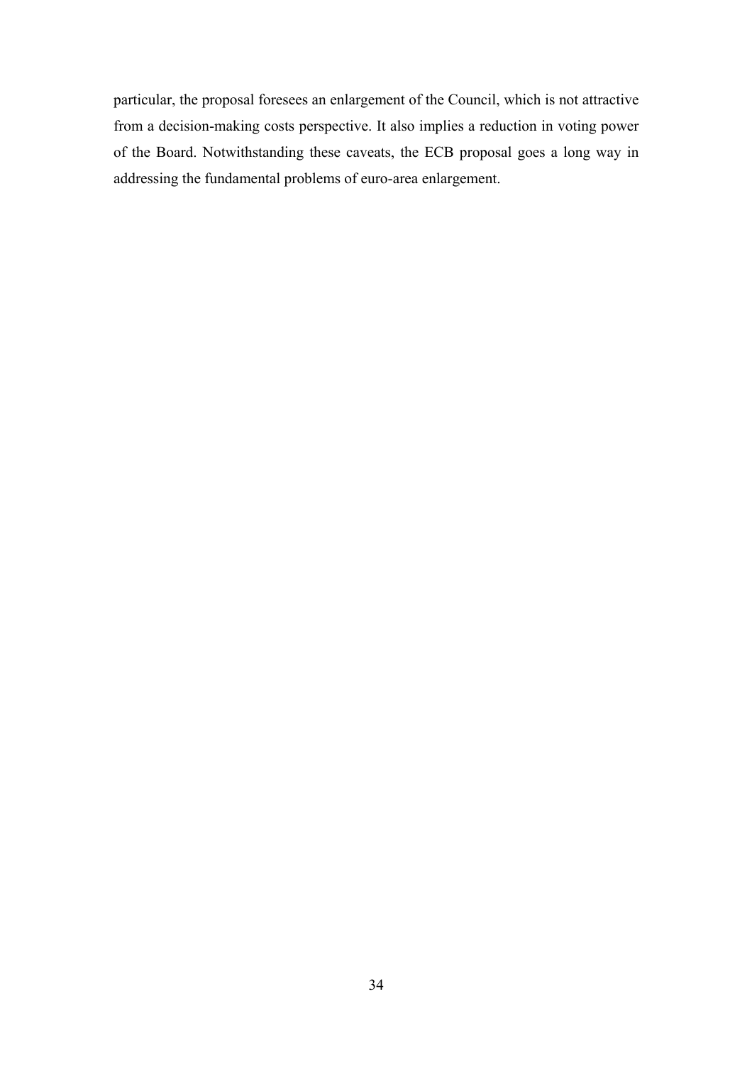particular, the proposal foresees an enlargement of the Council, which is not attractive from a decision-making costs perspective. It also implies a reduction in voting power of the Board. Notwithstanding these caveats, the ECB proposal goes a long way in addressing the fundamental problems of euro-area enlargement.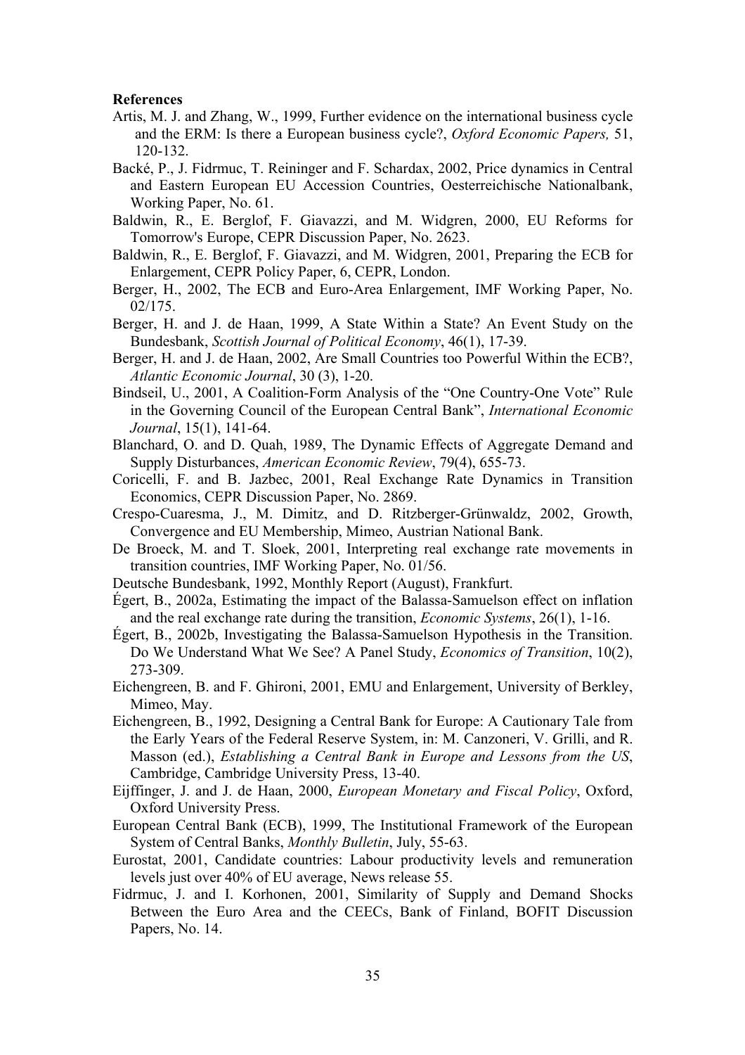**References**

Artis, M. J. and Zhang, W., 1999, Further evidence on the international business cycle and the ERM: Is there a European business cycle?, *Oxford Economic Papers,* 51, 120-132.

Backé, P., J. Fidrmuc, T. Reininger and F. Schardax, 2002, Price dynamics in Central and Eastern European EU Accession Countries, Oesterreichische Nationalbank, Working Paper, No. 61.

Baldwin, R., E. Berglof, F. Giavazzi, and M. Widgren, 2000, EU Reforms for Tomorrow's Europe, CEPR Discussion Paper, No. 2623.

Baldwin, R., E. Berglof, F. Giavazzi, and M. Widgren, 2001, Preparing the ECB for Enlargement, CEPR Policy Paper, 6, CEPR, London.

Berger, H., 2002, The ECB and Euro-Area Enlargement, IMF Working Paper, No. 02/175.

Berger, H. and J. de Haan, 1999, A State Within a State? An Event Study on the Bundesbank, *Scottish Journal of Political Economy*, 46(1), 17-39.

Berger, H. and J. de Haan, 2002, Are Small Countries too Powerful Within the ECB?, *Atlantic Economic Journal*, 30 (3), 1-20.

Bindseil, U., 2001, A Coalition-Form Analysis of the "One Country-One Vote" Rule in the Governing Council of the European Central Bank", *International Economic Journal*, 15(1), 141-64.

Blanchard, O. and D. Quah, 1989, The Dynamic Effects of Aggregate Demand and Supply Disturbances, *American Economic Review*, 79(4), 655-73.

Coricelli, F. and B. Jazbec, 2001, Real Exchange Rate Dynamics in Transition Economics, CEPR Discussion Paper, No. 2869.

Crespo-Cuaresma, J., M. Dimitz, and D. Ritzberger-Grünwaldz, 2002, Growth, Convergence and EU Membership, Mimeo, Austrian National Bank.

De Broeck, M. and T. Sloek, 2001, Interpreting real exchange rate movements in transition countries, IMF Working Paper, No. 01/56.

Deutsche Bundesbank, 1992, Monthly Report (August), Frankfurt.

Égert, B., 2002a, Estimating the impact of the Balassa-Samuelson effect on inflation and the real exchange rate during the transition, *Economic Systems*, 26(1), 1-16.

Égert, B., 2002b, Investigating the Balassa-Samuelson Hypothesis in the Transition. Do We Understand What We See? A Panel Study, *Economics of Transition*, 10(2), 273-309.

Eichengreen, B. and F. Ghironi, 2001, EMU and Enlargement, University of Berkley, Mimeo, May.

Eichengreen, B., 1992, Designing a Central Bank for Europe: A Cautionary Tale from the Early Years of the Federal Reserve System, in: M. Canzoneri, V. Grilli, and R. Masson (ed.), *Establishing a Central Bank in Europe and Lessons from the US*, Cambridge, Cambridge University Press, 13-40.

Eijffinger, J. and J. de Haan, 2000, *European Monetary and Fiscal Policy*, Oxford, Oxford University Press.

European Central Bank (ECB), 1999, The Institutional Framework of the European System of Central Banks, *Monthly Bulletin*, July, 55-63.

Eurostat, 2001, Candidate countries: Labour productivity levels and remuneration levels just over 40% of EU average, News release 55.

Fidrmuc, J. and I. Korhonen, 2001, Similarity of Supply and Demand Shocks Between the Euro Area and the CEECs, Bank of Finland, BOFIT Discussion Papers, No. 14.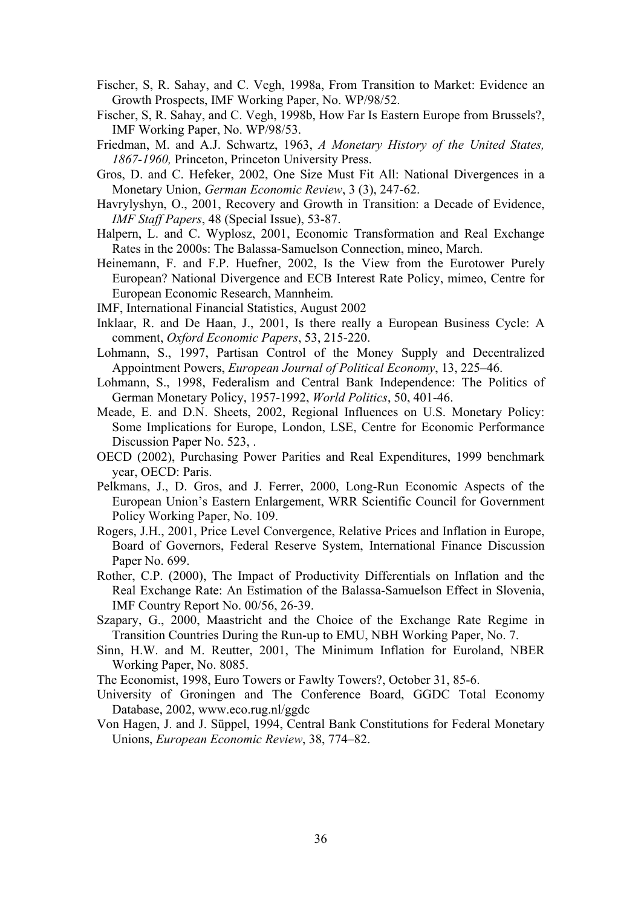Fischer, S, R. Sahay, and C. Vegh, 1998a, From Transition to Market: Evidence an Growth Prospects, IMF Working Paper, No. WP/98/52.

Fischer, S, R. Sahay, and C. Vegh, 1998b, How Far Is Eastern Europe from Brussels?, IMF Working Paper, No. WP/98/53.

Friedman, M. and A.J. Schwartz, 1963, *A Monetary History of the United States, 1867-1960,* Princeton, Princeton University Press.

Gros, D. and C. Hefeker, 2002, One Size Must Fit All: National Divergences in a Monetary Union, *German Economic Review*, 3 (3), 247-62.

Havrylyshyn, O., 2001, Recovery and Growth in Transition: a Decade of Evidence, *IMF Staff Papers*, 48 (Special Issue), 53-87.

Halpern, L. and C. Wyplosz, 2001, Economic Transformation and Real Exchange Rates in the 2000s: The Balassa-Samuelson Connection, mineo, March.

Heinemann, F. and F.P. Huefner, 2002, Is the View from the Eurotower Purely European? National Divergence and ECB Interest Rate Policy, mimeo, Centre for European Economic Research, Mannheim.

IMF, International Financial Statistics, August 2002

Inklaar, R. and De Haan, J., 2001, Is there really a European Business Cycle: A comment, *Oxford Economic Papers*, 53, 215-220.

Lohmann, S., 1997, Partisan Control of the Money Supply and Decentralized Appointment Powers, *European Journal of Political Economy*, 13, 225–46.

Lohmann, S., 1998, Federalism and Central Bank Independence: The Politics of German Monetary Policy, 1957-1992, *World Politics*, 50, 401-46.

Meade, E. and D.N. Sheets, 2002, Regional Influences on U.S. Monetary Policy: Some Implications for Europe, London, LSE, Centre for Economic Performance Discussion Paper No. 523, .

OECD (2002), Purchasing Power Parities and Real Expenditures, 1999 benchmark year, OECD: Paris.

Pelkmans, J., D. Gros, and J. Ferrer, 2000, Long-Run Economic Aspects of the European Union's Eastern Enlargement, WRR Scientific Council for Government Policy Working Paper, No. 109.

Rogers, J.H., 2001, Price Level Convergence, Relative Prices and Inflation in Europe, Board of Governors, Federal Reserve System, International Finance Discussion Paper No. 699.

Rother, C.P. (2000), The Impact of Productivity Differentials on Inflation and the Real Exchange Rate: An Estimation of the Balassa-Samuelson Effect in Slovenia, IMF Country Report No. 00/56, 26-39.

Szapary, G., 2000, Maastricht and the Choice of the Exchange Rate Regime in Transition Countries During the Run-up to EMU, NBH Working Paper, No. 7.

Sinn, H.W. and M. Reutter, 2001, The Minimum Inflation for Euroland, NBER Working Paper, No. 8085.

The Economist, 1998, Euro Towers or Fawlty Towers?, October 31, 85-6.

University of Groningen and The Conference Board, GGDC Total Economy Database, 2002, www.eco.rug.nl/ggdc

Von Hagen, J. and J. Süppel, 1994, Central Bank Constitutions for Federal Monetary Unions, *European Economic Review*, 38, 774–82.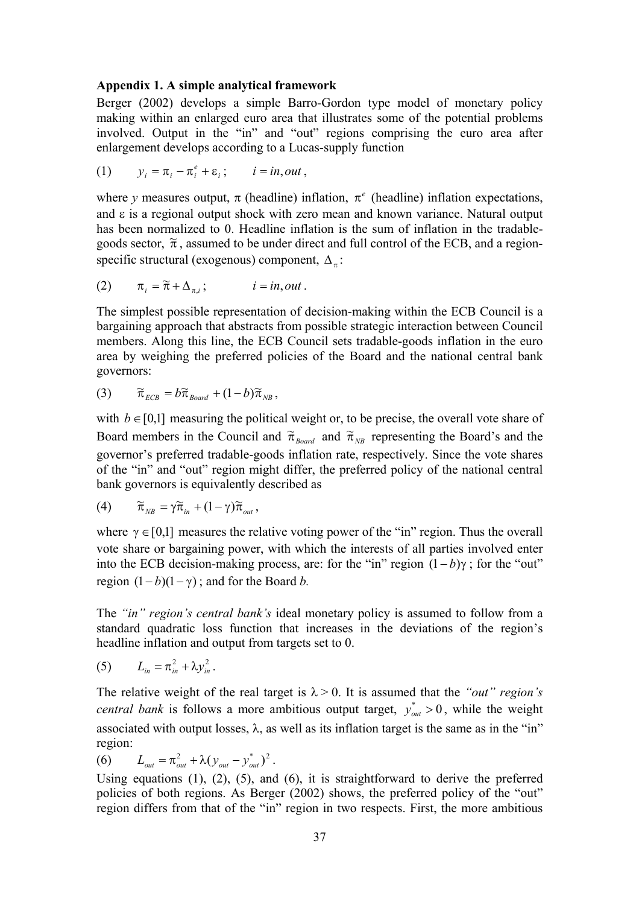### Appendix 1. A simple analytical framework

Berger (2002) develops a simple Barro-Gordon type model of monetary policy making within an enlarged euro area that illustrates some of the potential problems involved. Output in the "in" and "out" regions comprising the euro area after enlargement develops according to a Lucas-supply function

$$(1) \qquad y_i = \pi_i - \pi_i^e + \varepsilon_i\,; \qquad i = in, out\,,$$

where *y* measures output, $\pi$ (headline) inflation, $\pi^e$ (headline) inflation expectations, and $\varepsilon$ is a regional output shock with zero mean and known variance. Natural output has been normalized to 0. Headline inflation is the sum of inflation in the tradable-goods sector, $\tilde{\pi}$, assumed to be under direct and full control of the ECB, and a region-specific structural (exogenous) component, $\Delta_\pi$:

$$(2) \qquad \pi_i = \tilde{\pi} + \Delta_{\pi,i}\,; \qquad i = in, out\,.$$

The simplest possible representation of decision-making within the ECB Council is a bargaining approach that abstracts from possible strategic interaction between Council members. Along this line, the ECB Council sets tradable-goods inflation in the euro area by weighing the preferred policies of the Board and the national central bank governors:

$$(3) \qquad \tilde{\pi}_{ECB} = b\tilde{\pi}_{Board} + (1-b)\tilde{\pi}_{NB}\,,$$

with $b \in [0,1]$ measuring the political weight or, to be precise, the overall vote share of Board members in the Council and $\tilde{\pi}_{Board}$ and $\tilde{\pi}_{NB}$ representing the Board's and the governor's preferred tradable-goods inflation rate, respectively. Since the vote shares of the "in" and "out" region might differ, the preferred policy of the national central bank governors is equivalently described as

$$(4) \qquad \tilde{\pi}_{NB} = \gamma\tilde{\pi}_{in} + (1-\gamma)\tilde{\pi}_{out}\,,$$

where $\gamma \in [0,1]$ measures the relative voting power of the "in" region. Thus the overall vote share or bargaining power, with which the interests of all parties involved enter into the ECB decision-making process, are: for the "in" region $(1-b)\gamma$; for the "out" region $(1-b)(1-\gamma)$; and for the Board *b.*

The *"in" region's central bank's* ideal monetary policy is assumed to follow from a standard quadratic loss function that increases in the deviations of the region's headline inflation and output from targets set to 0.

$$(5) \qquad L_{in} = \pi_{in}^2 + \lambda y_{in}^2\,.$$

The relative weight of the real target is $\lambda > 0$. It is assumed that the *"out" region's central bank* is follows a more ambitious output target, $y_{out}^* > 0$, while the weight associated with output losses, $\lambda$, as well as its inflation target is the same as in the "in" region:

$$(6) \qquad L_{out} = \pi_{out}^2 + \lambda(y_{out} - y_{out}^*)^2\,.$$

Using equations (1), (2), (5), and (6), it is straightforward to derive the preferred policies of both regions. As Berger (2002) shows, the preferred policy of the "out" region differs from that of the "in" region in two respects. First, the more ambitious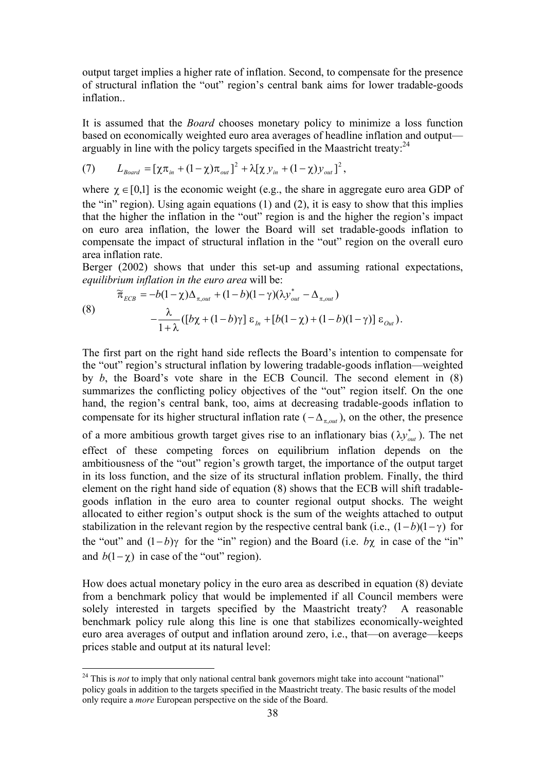output target implies a higher rate of inflation. Second, to compensate for the presence of structural inflation the "out" region's central bank aims for lower tradable-goods inflation..

It is assumed that the *Board* chooses monetary policy to minimize a loss function based on economically weighted euro area averages of headline inflation and output—arguably in line with the policy targets specified in the Maastricht treaty:[24]

$$
(7) \qquad L_{Board} = [\chi \pi_{in} + (1-\chi)\pi_{out}]^2 + \lambda[\chi\, y_{in} + (1-\chi) y_{out}]^2,
$$

where $\chi \in [0,1]$ is the economic weight (e.g., the share in aggregate euro area GDP of the "in" region). Using again equations (1) and (2), it is easy to show that this implies that the higher the inflation in the "out" region is and the higher the region's impact on euro area inflation, the lower the Board will set tradable-goods inflation to compensate the impact of structural inflation in the "out" region on the overall euro area inflation rate.

Berger (2002) shows that under this set-up and assuming rational expectations, *equilibrium inflation in the euro area* will be:

$$
(8) \qquad \begin{aligned} \tilde{\pi}_{ECB} = & -b(1-\chi)\Delta_{\pi,out} + (1-b)(1-\gamma)(\lambda y^*_{out} - \Delta_{\pi,out}) \\ & - \frac{\lambda}{1+\lambda}([b\chi + (1-b)\gamma]\, \varepsilon_{In} + [b(1-\chi) + (1-b)(1-\gamma)]\, \varepsilon_{Out}). \end{aligned}
$$

The first part on the right hand side reflects the Board's intention to compensate for the "out" region's structural inflation by lowering tradable-goods inflation—weighted by $b$, the Board's vote share in the ECB Council. The second element in (8) summarizes the conflicting policy objectives of the "out" region itself. On the one hand, the region's central bank, too, aims at decreasing tradable-goods inflation to compensate for its higher structural inflation rate ($-\Delta_{\pi,out}$), on the other, the presence of a more ambitious growth target gives rise to an inflationary bias ($\lambda y^*_{out}$). The net effect of these competing forces on equilibrium inflation depends on the ambitiousness of the "out" region's growth target, the importance of the output target in its loss function, and the size of its structural inflation problem. Finally, the third element on the right hand side of equation (8) shows that the ECB will shift tradable-goods inflation in the euro area to counter regional output shocks. The weight allocated to either region's output shock is the sum of the weights attached to output stabilization in the relevant region by the respective central bank (i.e., $(1-b)(1-\gamma)$ for the "out" and $(1-b)\gamma$ for the "in" region) and the Board (i.e. $b\chi$ in case of the "in" and $b(1-\chi)$ in case of the "out" region).

How does actual monetary policy in the euro area as described in equation (8) deviate from a benchmark policy that would be implemented if all Council members were solely interested in targets specified by the Maastricht treaty? A reasonable benchmark policy rule along this line is one that stabilizes economically-weighted euro area averages of output and inflation around zero, i.e., that—on average—keeps prices stable and output at its natural level:

[24] This is *not* to imply that only national central bank governors might take into account "national" policy goals in addition to the targets specified in the Maastricht treaty. The basic results of the model only require a *more* European perspective on the side of the Board.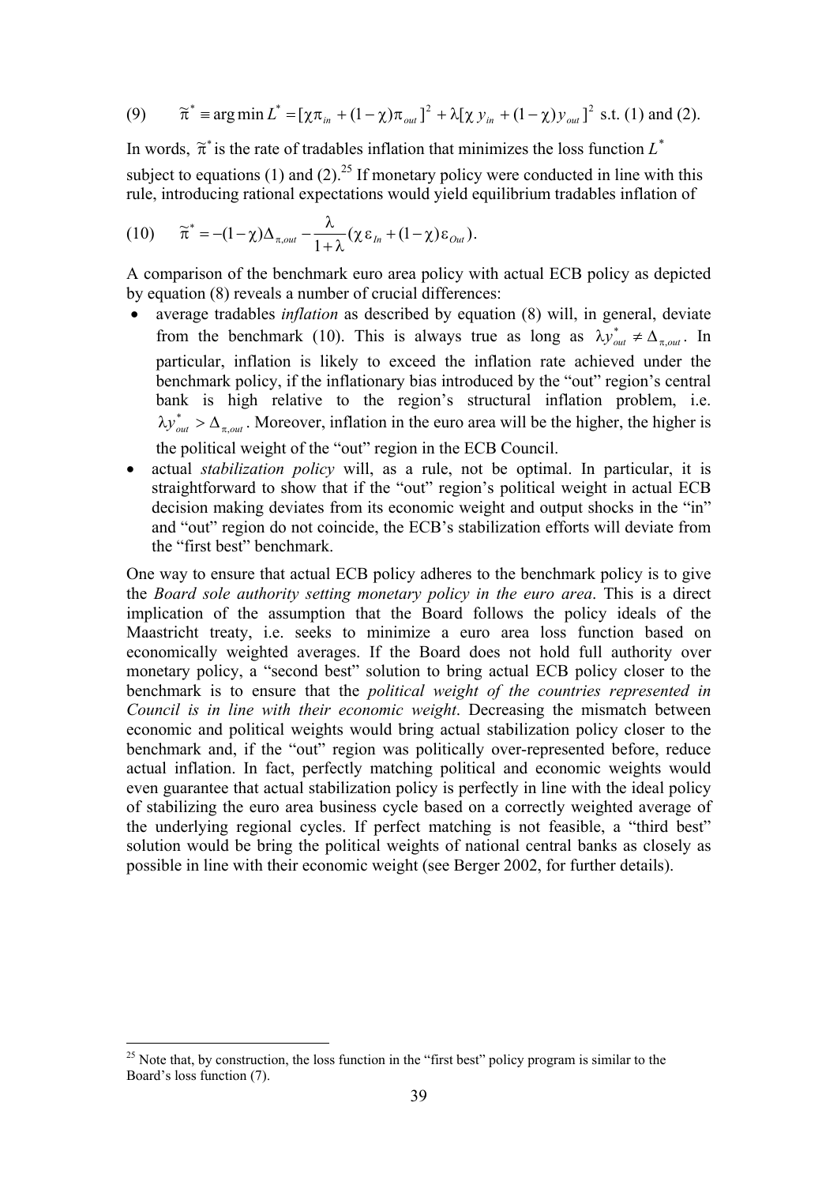$$(9) \qquad \tilde{\pi}^* \equiv \arg\min L^* = [\chi\pi_{in} + (1-\chi)\pi_{out}]^2 + \lambda[\chi\, y_{in} + (1-\chi)y_{out}]^2 \text{ s.t. (1) and (2).}$$

In words, $\tilde{\pi}^*$ is the rate of tradables inflation that minimizes the loss function $L^*$ subject to equations (1) and (2).[25] If monetary policy were conducted in line with this rule, introducing rational expectations would yield equilibrium tradables inflation of

$$(10) \qquad \tilde{\pi}^* = -(1-\chi)\Delta_{\pi,out} - \frac{\lambda}{1+\lambda}(\chi\,\varepsilon_{In} + (1-\chi)\varepsilon_{Out}).$$

A comparison of the benchmark euro area policy with actual ECB policy as depicted by equation (8) reveals a number of crucial differences:

- average tradables *inflation* as described by equation (8) will, in general, deviate from the benchmark (10). This is always true as long as $\lambda y^*_{out} \neq \Delta_{\pi,out}$. In particular, inflation is likely to exceed the inflation rate achieved under the benchmark policy, if the inflationary bias introduced by the "out" region's central bank is high relative to the region's structural inflation problem, i.e. $\lambda y^*_{out} > \Delta_{\pi,out}$. Moreover, inflation in the euro area will be the higher, the higher is the political weight of the "out" region in the ECB Council.
- actual *stabilization policy* will, as a rule, not be optimal. In particular, it is straightforward to show that if the "out" region's political weight in actual ECB decision making deviates from its economic weight and output shocks in the "in" and "out" region do not coincide, the ECB's stabilization efforts will deviate from the "first best" benchmark.

One way to ensure that actual ECB policy adheres to the benchmark policy is to give the *Board sole authority setting monetary policy in the euro area*. This is a direct implication of the assumption that the Board follows the policy ideals of the Maastricht treaty, i.e. seeks to minimize a euro area loss function based on economically weighted averages. If the Board does not hold full authority over monetary policy, a "second best" solution to bring actual ECB policy closer to the benchmark is to ensure that the *political weight of the countries represented in Council is in line with their economic weight*. Decreasing the mismatch between economic and political weights would bring actual stabilization policy closer to the benchmark and, if the "out" region was politically over-represented before, reduce actual inflation. In fact, perfectly matching political and economic weights would even guarantee that actual stabilization policy is perfectly in line with the ideal policy of stabilizing the euro area business cycle based on a correctly weighted average of the underlying regional cycles. If perfect matching is not feasible, a "third best" solution would be bring the political weights of national central banks as closely as possible in line with their economic weight (see Berger 2002, for further details).

[25] Note that, by construction, the loss function in the "first best" policy program is similar to the Board's loss function (7).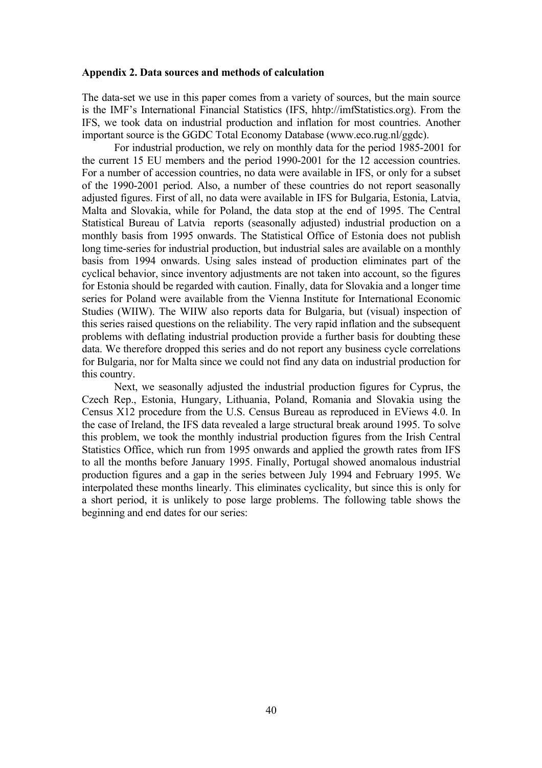**Appendix 2. Data sources and methods of calculation**

The data-set we use in this paper comes from a variety of sources, but the main source is the IMF's International Financial Statistics (IFS, hhtp://imfStatistics.org). From the IFS, we took data on industrial production and inflation for most countries. Another important source is the GGDC Total Economy Database (www.eco.rug.nl/ggdc).

For industrial production, we rely on monthly data for the period 1985-2001 for the current 15 EU members and the period 1990-2001 for the 12 accession countries. For a number of accession countries, no data were available in IFS, or only for a subset of the 1990-2001 period. Also, a number of these countries do not report seasonally adjusted figures. First of all, no data were available in IFS for Bulgaria, Estonia, Latvia, Malta and Slovakia, while for Poland, the data stop at the end of 1995. The Central Statistical Bureau of Latvia reports (seasonally adjusted) industrial production on a monthly basis from 1995 onwards. The Statistical Office of Estonia does not publish long time-series for industrial production, but industrial sales are available on a monthly basis from 1994 onwards. Using sales instead of production eliminates part of the cyclical behavior, since inventory adjustments are not taken into account, so the figures for Estonia should be regarded with caution. Finally, data for Slovakia and a longer time series for Poland were available from the Vienna Institute for International Economic Studies (WIIW). The WIIW also reports data for Bulgaria, but (visual) inspection of this series raised questions on the reliability. The very rapid inflation and the subsequent problems with deflating industrial production provide a further basis for doubting these data. We therefore dropped this series and do not report any business cycle correlations for Bulgaria, nor for Malta since we could not find any data on industrial production for this country.

Next, we seasonally adjusted the industrial production figures for Cyprus, the Czech Rep., Estonia, Hungary, Lithuania, Poland, Romania and Slovakia using the Census X12 procedure from the U.S. Census Bureau as reproduced in EViews 4.0. In the case of Ireland, the IFS data revealed a large structural break around 1995. To solve this problem, we took the monthly industrial production figures from the Irish Central Statistics Office, which run from 1995 onwards and applied the growth rates from IFS to all the months before January 1995. Finally, Portugal showed anomalous industrial production figures and a gap in the series between July 1994 and February 1995. We interpolated these months linearly. This eliminates cyclicality, but since this is only for a short period, it is unlikely to pose large problems. The following table shows the beginning and end dates for our series: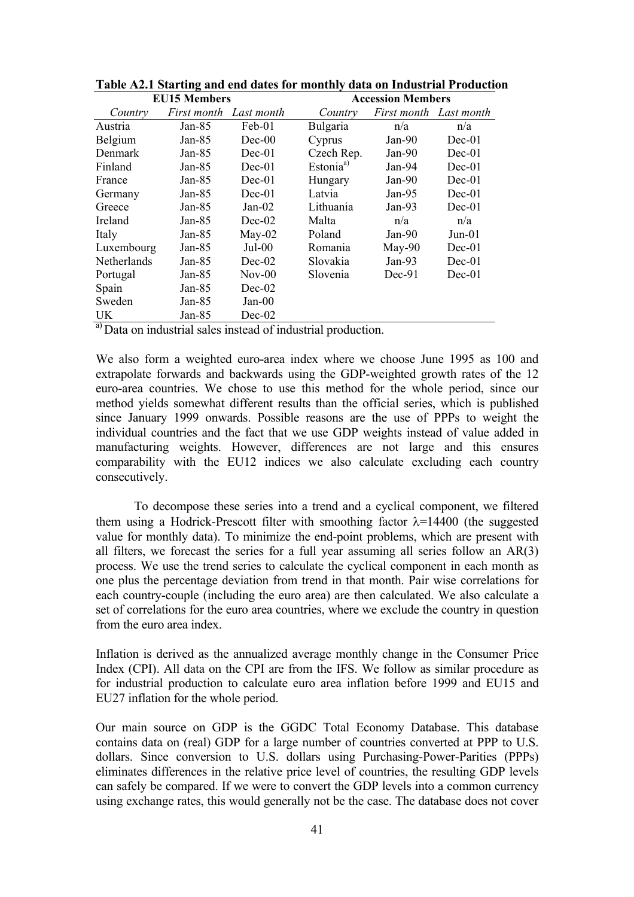**Table A2.1 Starting and end dates for monthly data on Industrial Production**

| EU15 Members | | | Accession Members | | |
|---|---|---|---|---|---|
| *Country* | *First month* | *Last month* | *Country* | *First month* | *Last month* |
| Austria | Jan-85 | Feb-01 | Bulgaria | n/a | n/a |
| Belgium | Jan-85 | Dec-00 | Cyprus | Jan-90 | Dec-01 |
| Denmark | Jan-85 | Dec-01 | Czech Rep. | Jan-90 | Dec-01 |
| Finland | Jan-85 | Dec-01 | Estonia[a)] | Jan-94 | Dec-01 |
| France | Jan-85 | Dec-01 | Hungary | Jan-90 | Dec-01 |
| Germany | Jan-85 | Dec-01 | Latvia | Jan-95 | Dec-01 |
| Greece | Jan-85 | Jan-02 | Lithuania | Jan-93 | Dec-01 |
| Ireland | Jan-85 | Dec-02 | Malta | n/a | n/a |
| Italy | Jan-85 | May-02 | Poland | Jan-90 | Jun-01 |
| Luxembourg | Jan-85 | Jul-00 | Romania | May-90 | Dec-01 |
| Netherlands | Jan-85 | Dec-02 | Slovakia | Jan-93 | Dec-01 |
| Portugal | Jan-85 | Nov-00 | Slovenia | Dec-91 | Dec-01 |
| Spain | Jan-85 | Dec-02 | | | |
| Sweden | Jan-85 | Jan-00 | | | |
| UK | Jan-85 | Dec-02 | | | |

[a)] Data on industrial sales instead of industrial production.

We also form a weighted euro-area index where we choose June 1995 as 100 and extrapolate forwards and backwards using the GDP-weighted growth rates of the 12 euro-area countries. We chose to use this method for the whole period, since our method yields somewhat different results than the official series, which is published since January 1999 onwards. Possible reasons are the use of PPPs to weight the individual countries and the fact that we use GDP weights instead of value added in manufacturing weights. However, differences are not large and this ensures comparability with the EU12 indices we also calculate excluding each country consecutively.

To decompose these series into a trend and a cyclical component, we filtered them using a Hodrick-Prescott filter with smoothing factor $\lambda$=14400 (the suggested value for monthly data). To minimize the end-point problems, which are present with all filters, we forecast the series for a full year assuming all series follow an AR(3) process. We use the trend series to calculate the cyclical component in each month as one plus the percentage deviation from trend in that month. Pair wise correlations for each country-couple (including the euro area) are then calculated. We also calculate a set of correlations for the euro area countries, where we exclude the country in question from the euro area index.

Inflation is derived as the annualized average monthly change in the Consumer Price Index (CPI). All data on the CPI are from the IFS. We follow as similar procedure as for industrial production to calculate euro area inflation before 1999 and EU15 and EU27 inflation for the whole period.

Our main source on GDP is the GGDC Total Economy Database. This database contains data on (real) GDP for a large number of countries converted at PPP to U.S. dollars. Since conversion to U.S. dollars using Purchasing-Power-Parities (PPPs) eliminates differences in the relative price level of countries, the resulting GDP levels can safely be compared. If we were to convert the GDP levels into a common currency using exchange rates, this would generally not be the case. The database does not cover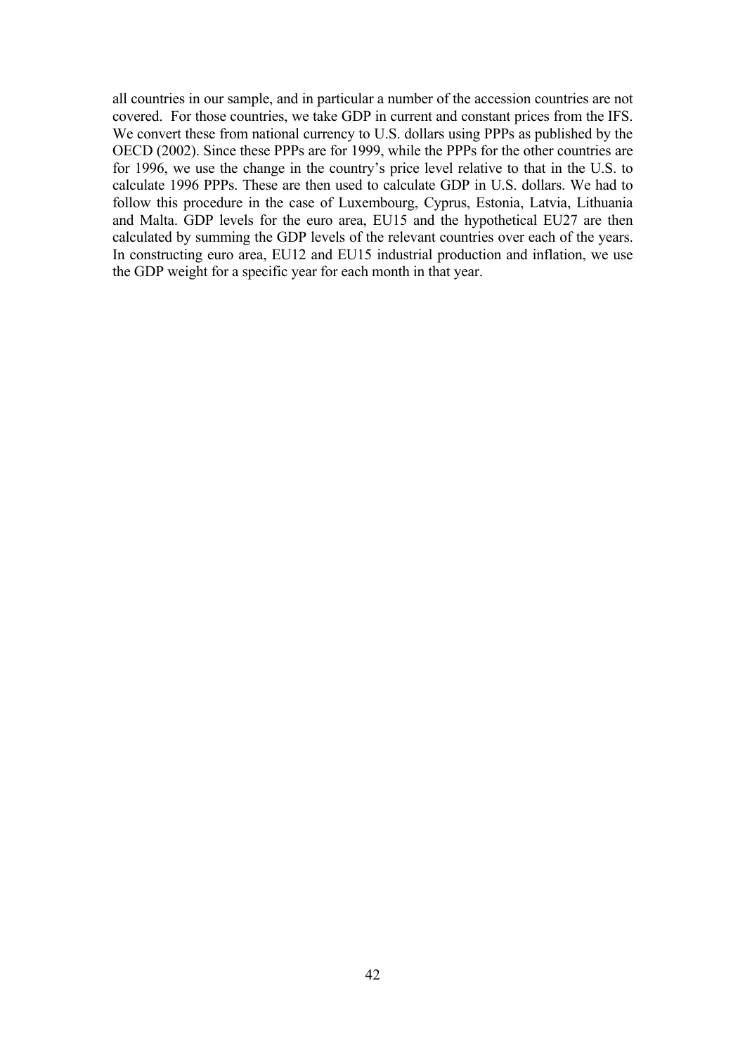all countries in our sample, and in particular a number of the accession countries are not covered. For those countries, we take GDP in current and constant prices from the IFS. We convert these from national currency to U.S. dollars using PPPs as published by the OECD (2002). Since these PPPs are for 1999, while the PPPs for the other countries are for 1996, we use the change in the country's price level relative to that in the U.S. to calculate 1996 PPPs. These are then used to calculate GDP in U.S. dollars. We had to follow this procedure in the case of Luxembourg, Cyprus, Estonia, Latvia, Lithuania and Malta. GDP levels for the euro area, EU15 and the hypothetical EU27 are then calculated by summing the GDP levels of the relevant countries over each of the years. In constructing euro area, EU12 and EU15 industrial production and inflation, we use the GDP weight for a specific year for each month in that year.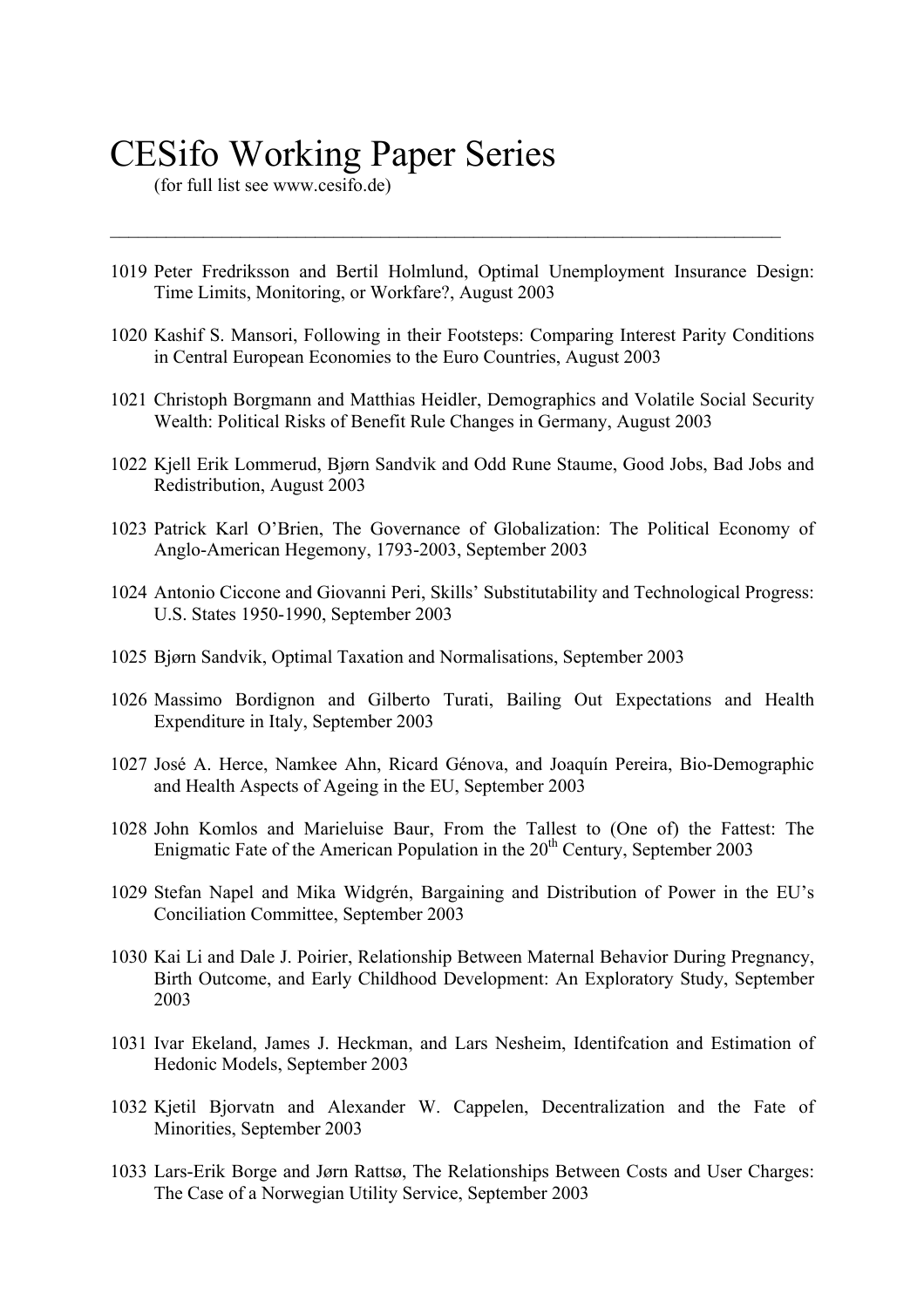# CESifo Working Paper Series

(for full list see www.cesifo.de)

---

1019 Peter Fredriksson and Bertil Holmlund, Optimal Unemployment Insurance Design: Time Limits, Monitoring, or Workfare?, August 2003

1020 Kashif S. Mansori, Following in their Footsteps: Comparing Interest Parity Conditions in Central European Economies to the Euro Countries, August 2003

1021 Christoph Borgmann and Matthias Heidler, Demographics and Volatile Social Security Wealth: Political Risks of Benefit Rule Changes in Germany, August 2003

1022 Kjell Erik Lommerud, Bjørn Sandvik and Odd Rune Staume, Good Jobs, Bad Jobs and Redistribution, August 2003

1023 Patrick Karl O'Brien, The Governance of Globalization: The Political Economy of Anglo-American Hegemony, 1793-2003, September 2003

1024 Antonio Ciccone and Giovanni Peri, Skills' Substitutability and Technological Progress: U.S. States 1950-1990, September 2003

1025 Bjørn Sandvik, Optimal Taxation and Normalisations, September 2003

1026 Massimo Bordignon and Gilberto Turati, Bailing Out Expectations and Health Expenditure in Italy, September 2003

1027 José A. Herce, Namkee Ahn, Ricard Génova, and Joaquín Pereira, Bio-Demographic and Health Aspects of Ageing in the EU, September 2003

1028 John Komlos and Marieluise Baur, From the Tallest to (One of) the Fattest: The Enigmatic Fate of the American Population in the 20th Century, September 2003

1029 Stefan Napel and Mika Widgrén, Bargaining and Distribution of Power in the EU's Conciliation Committee, September 2003

1030 Kai Li and Dale J. Poirier, Relationship Between Maternal Behavior During Pregnancy, Birth Outcome, and Early Childhood Development: An Exploratory Study, September 2003

1031 Ivar Ekeland, James J. Heckman, and Lars Nesheim, Identifcation and Estimation of Hedonic Models, September 2003

1032 Kjetil Bjorvatn and Alexander W. Cappelen, Decentralization and the Fate of Minorities, September 2003

1033 Lars-Erik Borge and Jørn Rattsø, The Relationships Between Costs and User Charges: The Case of a Norwegian Utility Service, September 2003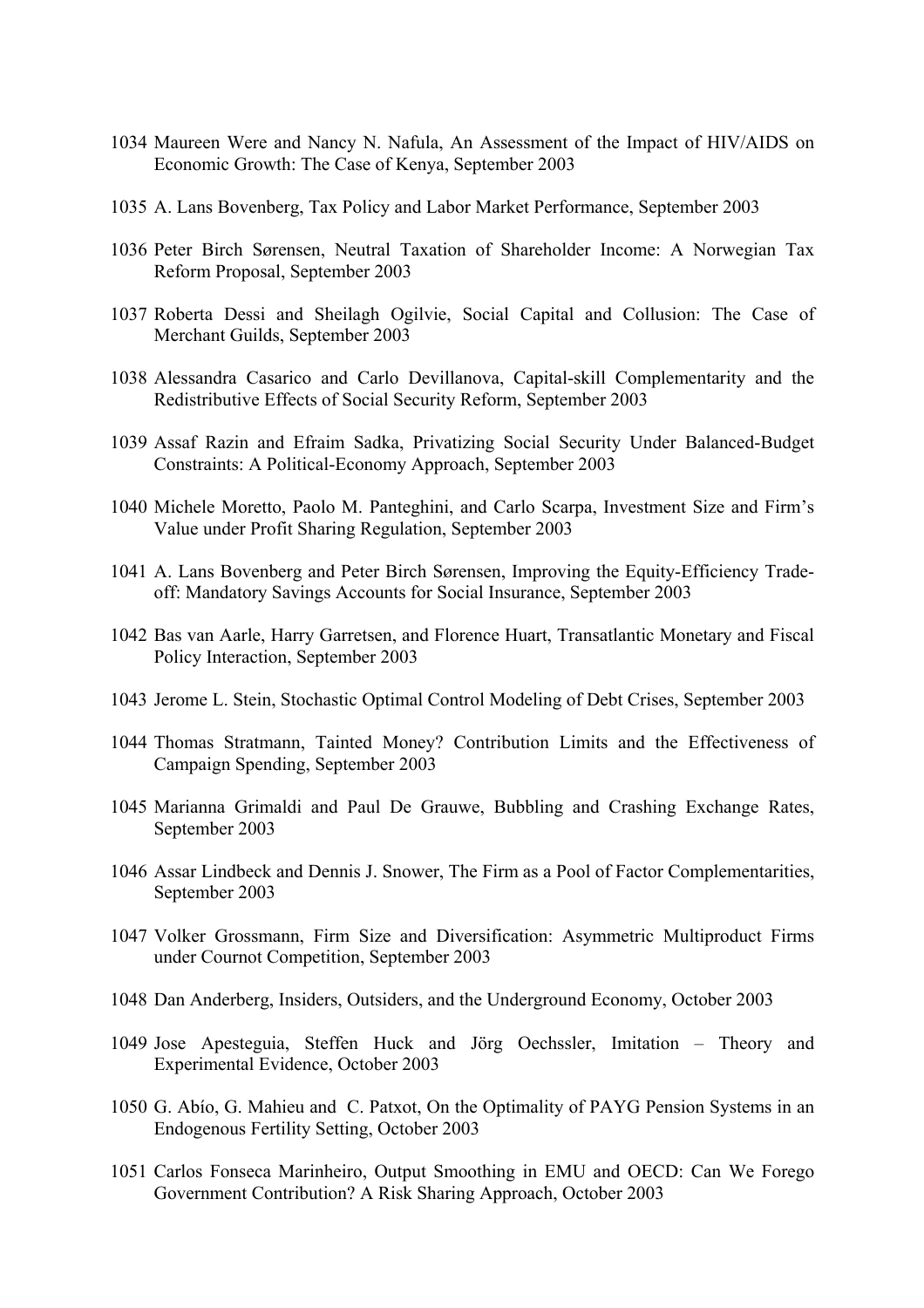1034 Maureen Were and Nancy N. Nafula, An Assessment of the Impact of HIV/AIDS on Economic Growth: The Case of Kenya, September 2003

1035 A. Lans Bovenberg, Tax Policy and Labor Market Performance, September 2003

1036 Peter Birch Sørensen, Neutral Taxation of Shareholder Income: A Norwegian Tax Reform Proposal, September 2003

1037 Roberta Dessi and Sheilagh Ogilvie, Social Capital and Collusion: The Case of Merchant Guilds, September 2003

1038 Alessandra Casarico and Carlo Devillanova, Capital-skill Complementarity and the Redistributive Effects of Social Security Reform, September 2003

1039 Assaf Razin and Efraim Sadka, Privatizing Social Security Under Balanced-Budget Constraints: A Political-Economy Approach, September 2003

1040 Michele Moretto, Paolo M. Panteghini, and Carlo Scarpa, Investment Size and Firm's Value under Profit Sharing Regulation, September 2003

1041 A. Lans Bovenberg and Peter Birch Sørensen, Improving the Equity-Efficiency Trade-off: Mandatory Savings Accounts for Social Insurance, September 2003

1042 Bas van Aarle, Harry Garretsen, and Florence Huart, Transatlantic Monetary and Fiscal Policy Interaction, September 2003

1043 Jerome L. Stein, Stochastic Optimal Control Modeling of Debt Crises, September 2003

1044 Thomas Stratmann, Tainted Money? Contribution Limits and the Effectiveness of Campaign Spending, September 2003

1045 Marianna Grimaldi and Paul De Grauwe, Bubbling and Crashing Exchange Rates, September 2003

1046 Assar Lindbeck and Dennis J. Snower, The Firm as a Pool of Factor Complementarities, September 2003

1047 Volker Grossmann, Firm Size and Diversification: Asymmetric Multiproduct Firms under Cournot Competition, September 2003

1048 Dan Anderberg, Insiders, Outsiders, and the Underground Economy, October 2003

1049 Jose Apesteguia, Steffen Huck and Jörg Oechssler, Imitation – Theory and Experimental Evidence, October 2003

1050 G. Abío, G. Mahieu and C. Patxot, On the Optimality of PAYG Pension Systems in an Endogenous Fertility Setting, October 2003

1051 Carlos Fonseca Marinheiro, Output Smoothing in EMU and OECD: Can We Forego Government Contribution? A Risk Sharing Approach, October 2003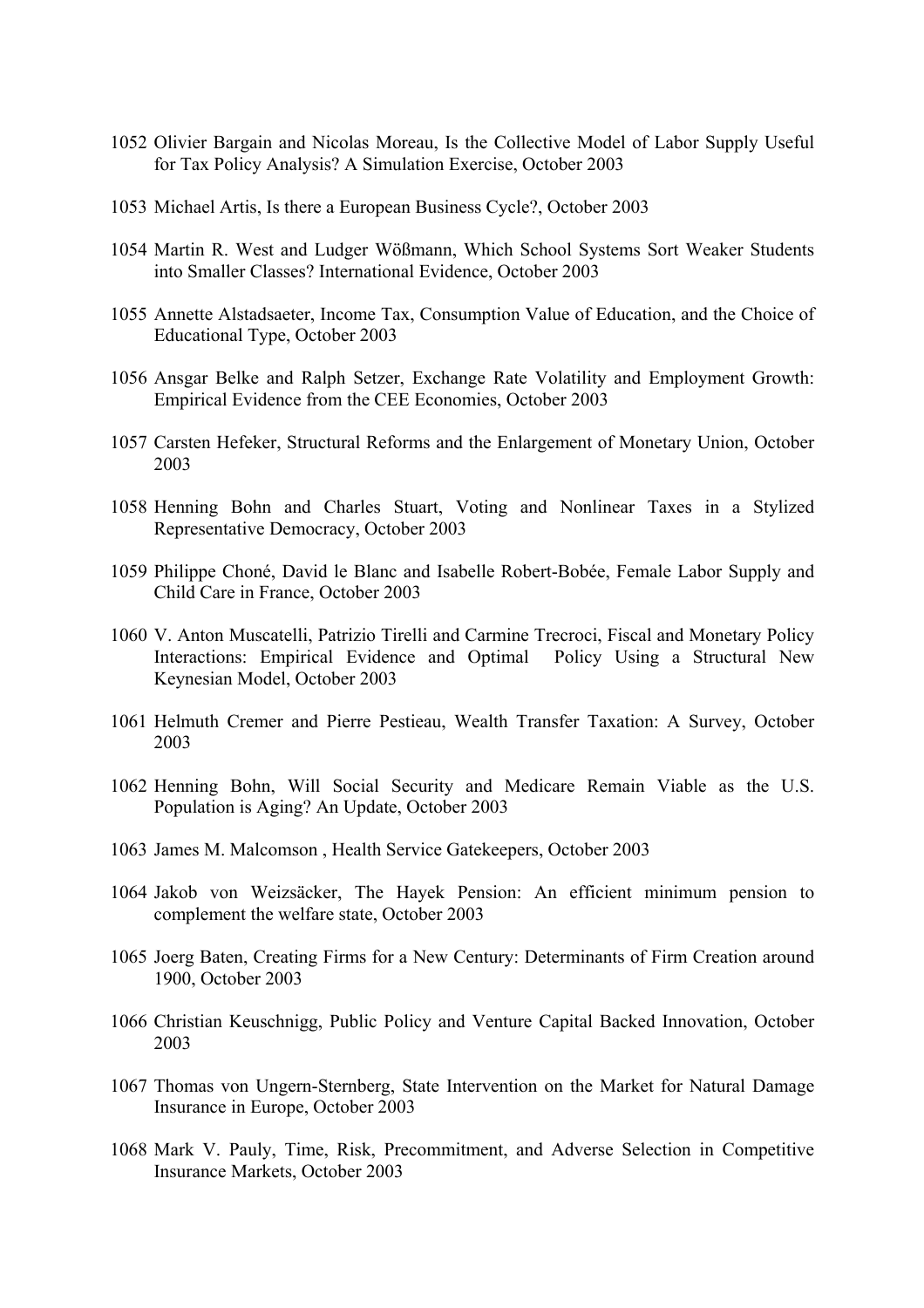1052 Olivier Bargain and Nicolas Moreau, Is the Collective Model of Labor Supply Useful for Tax Policy Analysis? A Simulation Exercise, October 2003

1053 Michael Artis, Is there a European Business Cycle?, October 2003

1054 Martin R. West and Ludger Wößmann, Which School Systems Sort Weaker Students into Smaller Classes? International Evidence, October 2003

1055 Annette Alstadsaeter, Income Tax, Consumption Value of Education, and the Choice of Educational Type, October 2003

1056 Ansgar Belke and Ralph Setzer, Exchange Rate Volatility and Employment Growth: Empirical Evidence from the CEE Economies, October 2003

1057 Carsten Hefeker, Structural Reforms and the Enlargement of Monetary Union, October 2003

1058 Henning Bohn and Charles Stuart, Voting and Nonlinear Taxes in a Stylized Representative Democracy, October 2003

1059 Philippe Choné, David le Blanc and Isabelle Robert-Bobée, Female Labor Supply and Child Care in France, October 2003

1060 V. Anton Muscatelli, Patrizio Tirelli and Carmine Trecroci, Fiscal and Monetary Policy Interactions: Empirical Evidence and Optimal Policy Using a Structural New Keynesian Model, October 2003

1061 Helmuth Cremer and Pierre Pestieau, Wealth Transfer Taxation: A Survey, October 2003

1062 Henning Bohn, Will Social Security and Medicare Remain Viable as the U.S. Population is Aging? An Update, October 2003

1063 James M. Malcomson , Health Service Gatekeepers, October 2003

1064 Jakob von Weizsäcker, The Hayek Pension: An efficient minimum pension to complement the welfare state, October 2003

1065 Joerg Baten, Creating Firms for a New Century: Determinants of Firm Creation around 1900, October 2003

1066 Christian Keuschnigg, Public Policy and Venture Capital Backed Innovation, October 2003

1067 Thomas von Ungern-Sternberg, State Intervention on the Market for Natural Damage Insurance in Europe, October 2003

1068 Mark V. Pauly, Time, Risk, Precommitment, and Adverse Selection in Competitive Insurance Markets, October 2003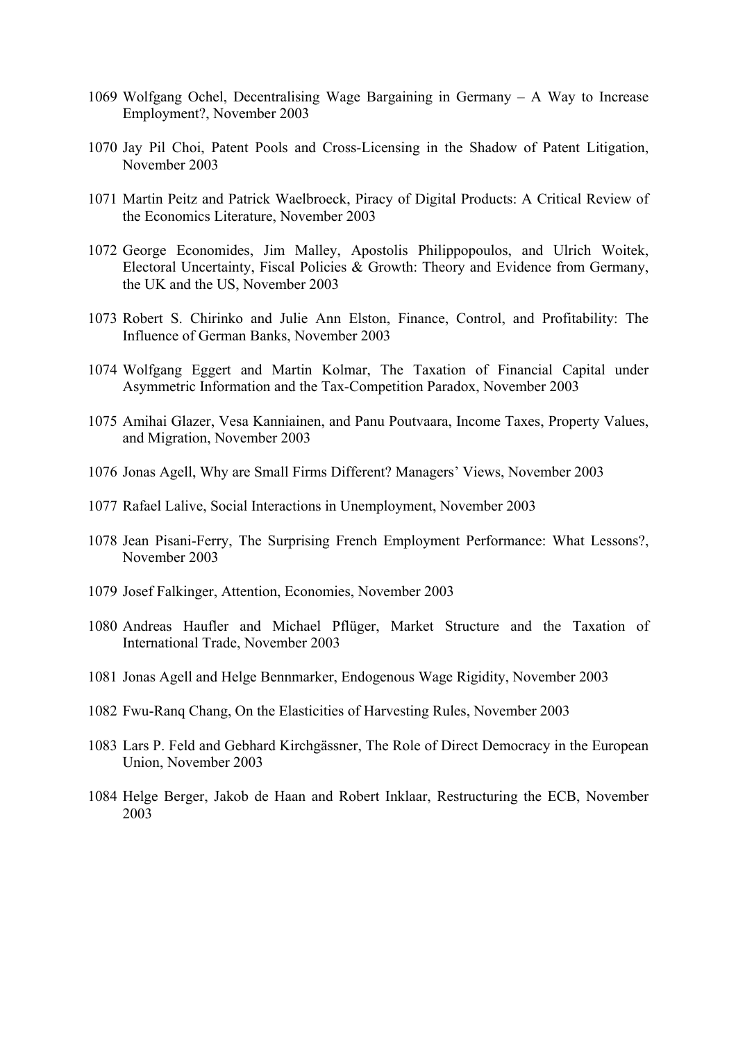1069 Wolfgang Ochel, Decentralising Wage Bargaining in Germany – A Way to Increase Employment?, November 2003

1070 Jay Pil Choi, Patent Pools and Cross-Licensing in the Shadow of Patent Litigation, November 2003

1071 Martin Peitz and Patrick Waelbroeck, Piracy of Digital Products: A Critical Review of the Economics Literature, November 2003

1072 George Economides, Jim Malley, Apostolis Philippopoulos, and Ulrich Woitek, Electoral Uncertainty, Fiscal Policies & Growth: Theory and Evidence from Germany, the UK and the US, November 2003

1073 Robert S. Chirinko and Julie Ann Elston, Finance, Control, and Profitability: The Influence of German Banks, November 2003

1074 Wolfgang Eggert and Martin Kolmar, The Taxation of Financial Capital under Asymmetric Information and the Tax-Competition Paradox, November 2003

1075 Amihai Glazer, Vesa Kanniainen, and Panu Poutvaara, Income Taxes, Property Values, and Migration, November 2003

1076 Jonas Agell, Why are Small Firms Different? Managers' Views, November 2003

1077 Rafael Lalive, Social Interactions in Unemployment, November 2003

1078 Jean Pisani-Ferry, The Surprising French Employment Performance: What Lessons?, November 2003

1079 Josef Falkinger, Attention, Economies, November 2003

1080 Andreas Haufler and Michael Pflüger, Market Structure and the Taxation of International Trade, November 2003

1081 Jonas Agell and Helge Bennmarker, Endogenous Wage Rigidity, November 2003

1082 Fwu-Ranq Chang, On the Elasticities of Harvesting Rules, November 2003

1083 Lars P. Feld and Gebhard Kirchgässner, The Role of Direct Democracy in the European Union, November 2003

1084 Helge Berger, Jakob de Haan and Robert Inklaar, Restructuring the ECB, November 2003